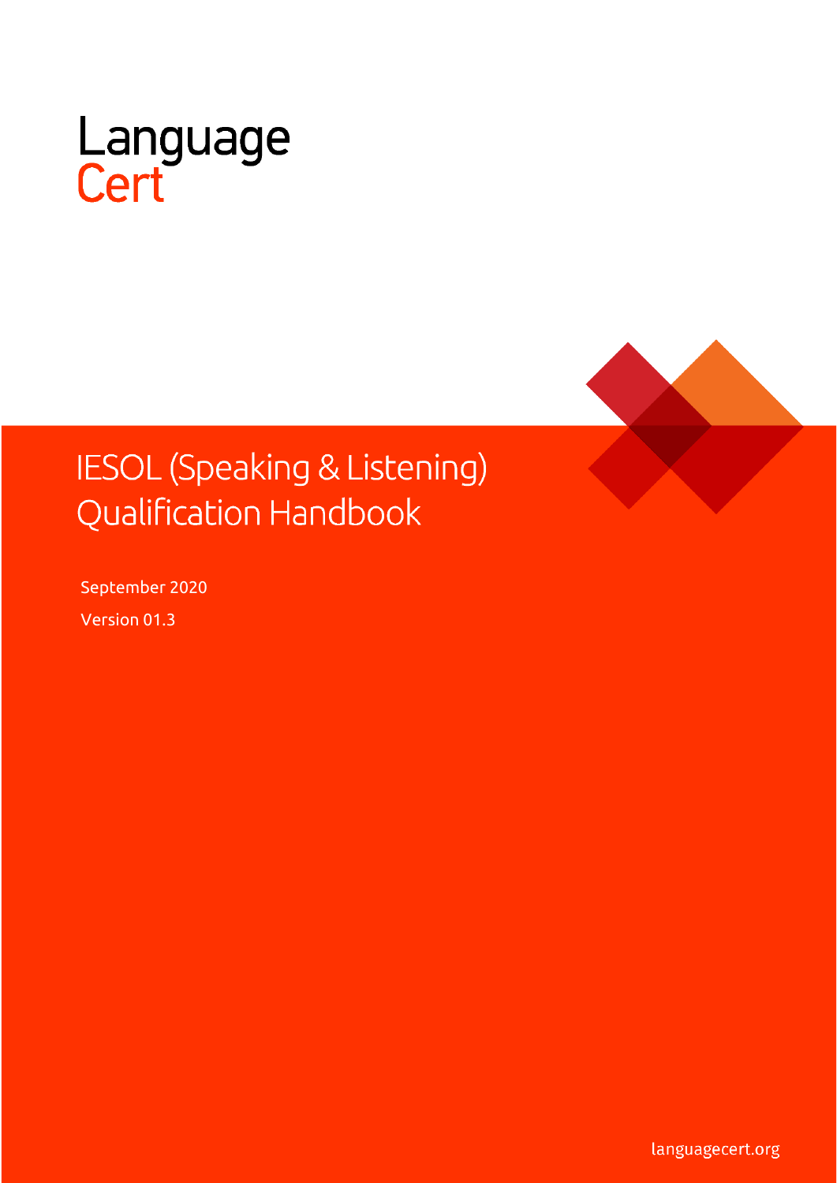LanguageCert

# IESOL (Speaking & Listening) Qualification Handbook

September 2020

Version 01.3

languagecert.org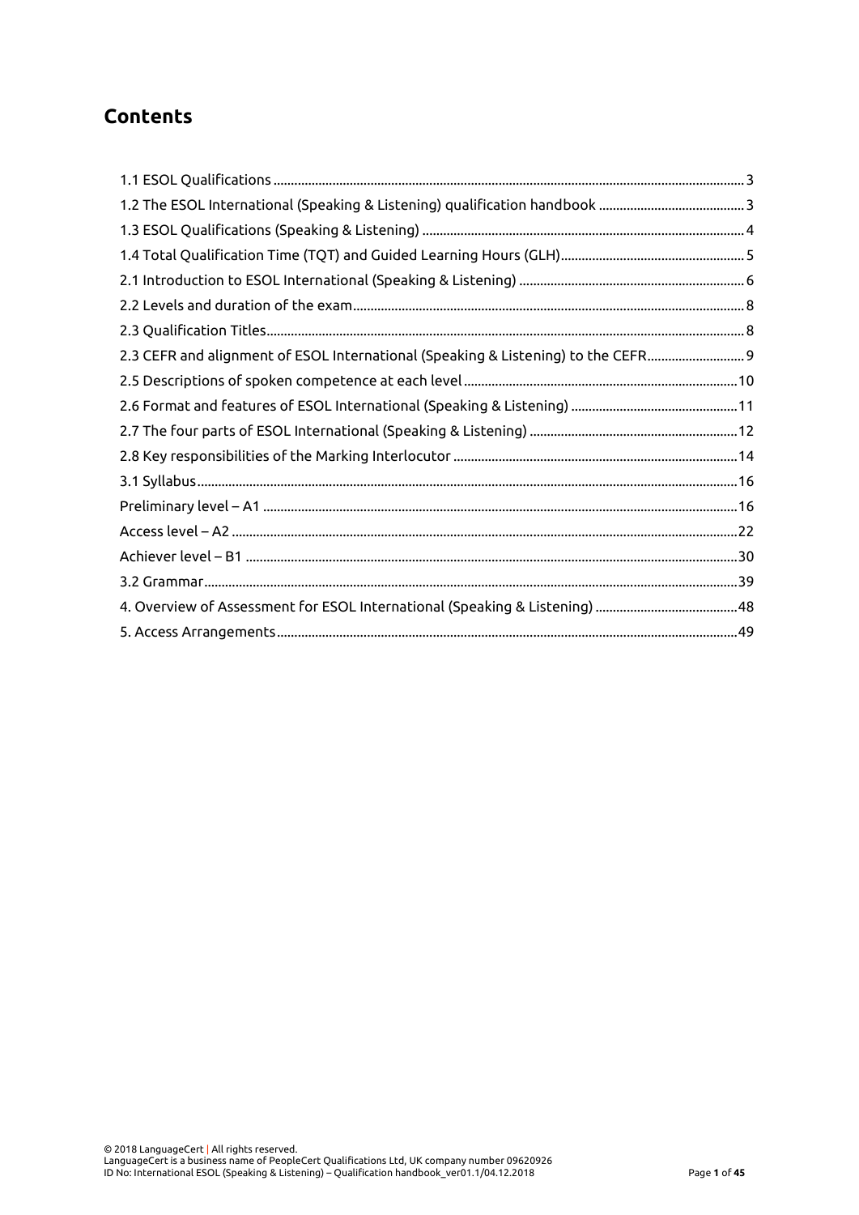# Contents

1.1 ESOL Qualifications ........................................................................................................................ 3

1.2 The ESOL International (Speaking & Listening) qualification handbook ........................................ 3

1.3 ESOL Qualifications (Speaking & Listening) .................................................................................. 4

1.4 Total Qualification Time (TQT) and Guided Learning Hours (GLH)................................................... 5

2.1 Introduction to ESOL International (Speaking & Listening) ............................................................... 6

2.2 Levels and duration of the exam........................................................................................................ 8

2.3 Qualification Titles............................................................................................................................ 8

2.3 CEFR and alignment of ESOL International (Speaking & Listening) to the CEFR............................ 9

2.5 Descriptions of spoken competence at each level ............................................................................ 10

2.6 Format and features of ESOL International (Speaking & Listening) ............................................... 11

2.7 The four parts of ESOL International (Speaking & Listening) .......................................................... 12

2.8 Key responsibilities of the Marking Interlocutor ............................................................................... 14

3.1 Syllabus............................................................................................................................................. 16

Preliminary level – A1 ........................................................................................................................... 16

Access level – A2 .................................................................................................................................. 22

Achiever level – B1 ............................................................................................................................... 30

3.2 Grammar............................................................................................................................................ 39

4. Overview of Assessment for ESOL International (Speaking & Listening) ......................................... 48

5. Access Arrangements......................................................................................................................... 49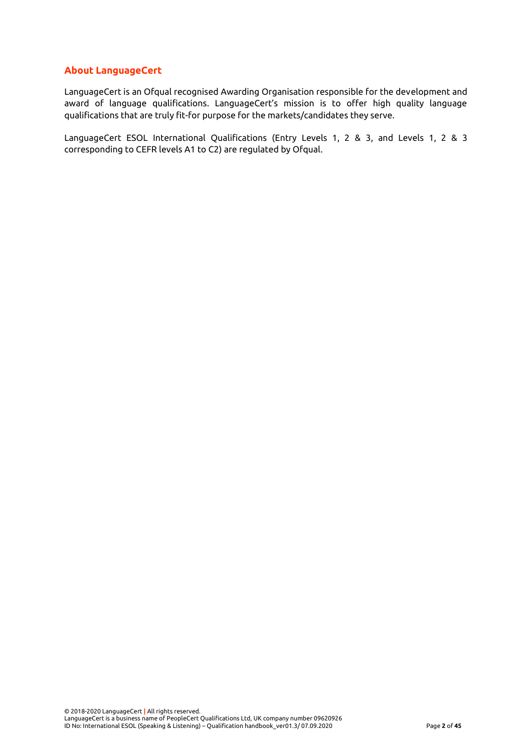## About LanguageCert

LanguageCert is an Ofqual recognised Awarding Organisation responsible for the development and award of language qualifications. LanguageCert's mission is to offer high quality language qualifications that are truly fit-for purpose for the markets/candidates they serve.

LanguageCert ESOL International Qualifications (Entry Levels 1, 2 & 3, and Levels 1, 2 & 3 corresponding to CEFR levels A1 to C2) are regulated by Ofqual.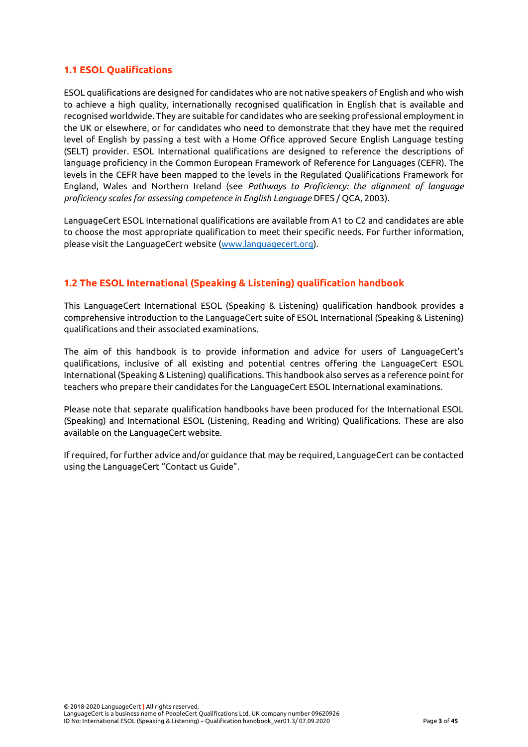## 1.1 ESOL Qualifications

ESOL qualifications are designed for candidates who are not native speakers of English and who wish to achieve a high quality, internationally recognised qualification in English that is available and recognised worldwide. They are suitable for candidates who are seeking professional employment in the UK or elsewhere, or for candidates who need to demonstrate that they have met the required level of English by passing a test with a Home Office approved Secure English Language testing (SELT) provider. ESOL International qualifications are designed to reference the descriptions of language proficiency in the Common European Framework of Reference for Languages (CEFR). The levels in the CEFR have been mapped to the levels in the Regulated Qualifications Framework for England, Wales and Northern Ireland (see *Pathways to Proficiency: the alignment of language proficiency scales for assessing competence in English Language* DFES / QCA, 2003).

LanguageCert ESOL International qualifications are available from A1 to C2 and candidates are able to choose the most appropriate qualification to meet their specific needs. For further information, please visit the LanguageCert website (www.languagecert.org).

## 1.2 The ESOL International (Speaking & Listening) qualification handbook

This LanguageCert International ESOL (Speaking & Listening) qualification handbook provides a comprehensive introduction to the LanguageCert suite of ESOL International (Speaking & Listening) qualifications and their associated examinations.

The aim of this handbook is to provide information and advice for users of LanguageCert's qualifications, inclusive of all existing and potential centres offering the LanguageCert ESOL International (Speaking & Listening) qualifications. This handbook also serves as a reference point for teachers who prepare their candidates for the LanguageCert ESOL International examinations.

Please note that separate qualification handbooks have been produced for the International ESOL (Speaking) and International ESOL (Listening, Reading and Writing) Qualifications. These are also available on the LanguageCert website.

If required, for further advice and/or guidance that may be required, LanguageCert can be contacted using the LanguageCert "Contact us Guide".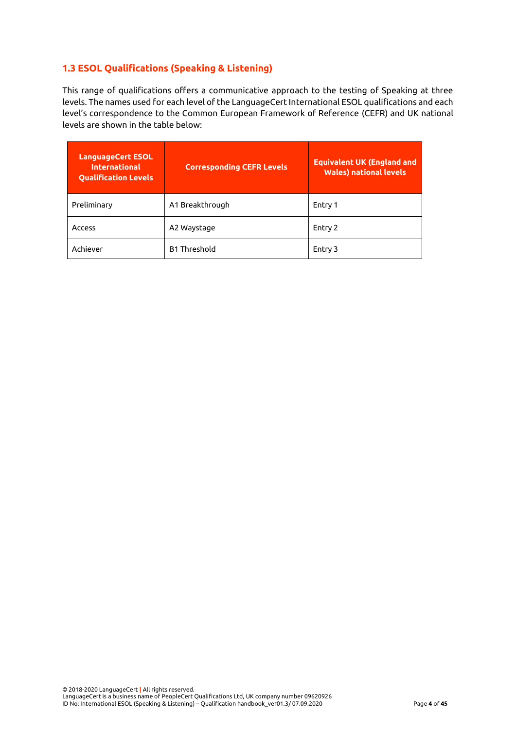### 1.3 ESOL Qualifications (Speaking & Listening)

This range of qualifications offers a communicative approach to the testing of Speaking at three levels. The names used for each level of the LanguageCert International ESOL qualifications and each level's correspondence to the Common European Framework of Reference (CEFR) and UK national levels are shown in the table below:

| LanguageCert ESOL International Qualification Levels | Corresponding CEFR Levels | Equivalent UK (England and Wales) national levels |
|---|---|---|
| Preliminary | A1 Breakthrough | Entry 1 |
| Access | A2 Waystage | Entry 2 |
| Achiever | B1 Threshold | Entry 3 |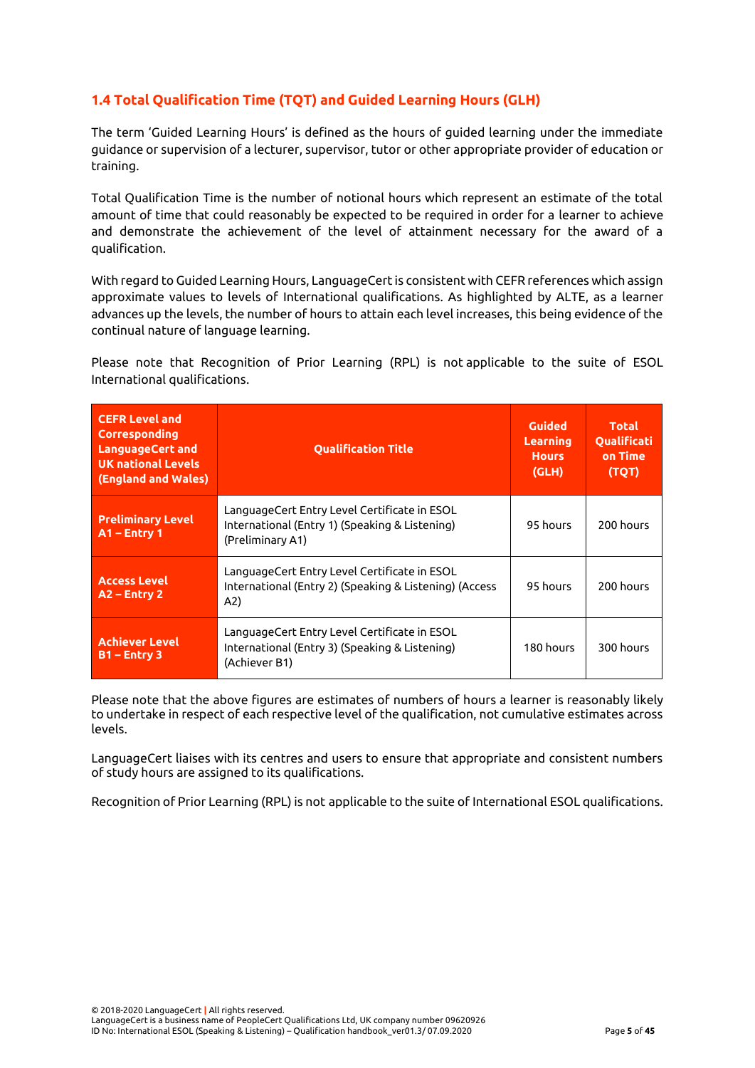### 1.4 Total Qualification Time (TQT) and Guided Learning Hours (GLH)

The term 'Guided Learning Hours' is defined as the hours of guided learning under the immediate guidance or supervision of a lecturer, supervisor, tutor or other appropriate provider of education or training.

Total Qualification Time is the number of notional hours which represent an estimate of the total amount of time that could reasonably be expected to be required in order for a learner to achieve and demonstrate the achievement of the level of attainment necessary for the award of a qualification.

With regard to Guided Learning Hours, LanguageCert is consistent with CEFR references which assign approximate values to levels of International qualifications. As highlighted by ALTE, as a learner advances up the levels, the number of hours to attain each level increases, this being evidence of the continual nature of language learning.

Please note that Recognition of Prior Learning (RPL) is not applicable to the suite of ESOL International qualifications.

| CEFR Level and Corresponding LanguageCert and UK national Levels (England and Wales) | Qualification Title | Guided Learning Hours (GLH) | Total Qualification Time (TQT) |
|---|---|---|---|
| **Preliminary Level A1 – Entry 1** | LanguageCert Entry Level Certificate in ESOL International (Entry 1) (Speaking & Listening) (Preliminary A1) | 95 hours | 200 hours |
| **Access Level A2 – Entry 2** | LanguageCert Entry Level Certificate in ESOL International (Entry 2) (Speaking & Listening) (Access A2) | 95 hours | 200 hours |
| **Achiever Level B1 – Entry 3** | LanguageCert Entry Level Certificate in ESOL International (Entry 3) (Speaking & Listening) (Achiever B1) | 180 hours | 300 hours |

Please note that the above figures are estimates of numbers of hours a learner is reasonably likely to undertake in respect of each respective level of the qualification, not cumulative estimates across levels.

LanguageCert liaises with its centres and users to ensure that appropriate and consistent numbers of study hours are assigned to its qualifications.

Recognition of Prior Learning (RPL) is not applicable to the suite of International ESOL qualifications.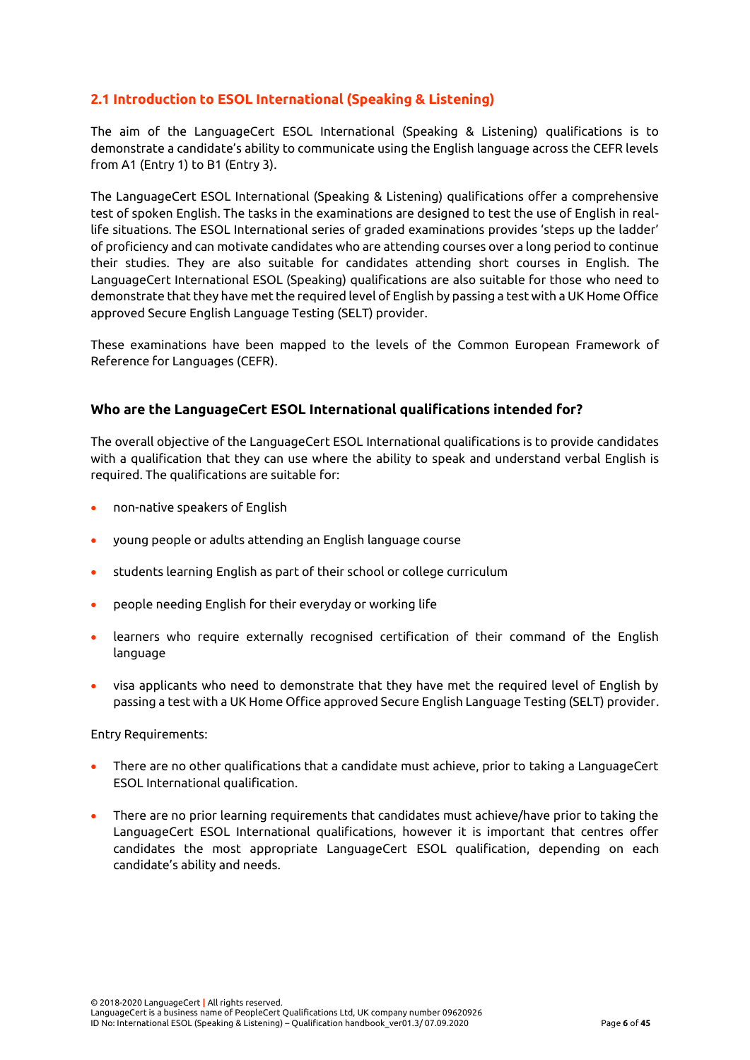## 2.1 Introduction to ESOL International (Speaking & Listening)

The aim of the LanguageCert ESOL International (Speaking & Listening) qualifications is to demonstrate a candidate's ability to communicate using the English language across the CEFR levels from A1 (Entry 1) to B1 (Entry 3).

The LanguageCert ESOL International (Speaking & Listening) qualifications offer a comprehensive test of spoken English. The tasks in the examinations are designed to test the use of English in real-life situations. The ESOL International series of graded examinations provides 'steps up the ladder' of proficiency and can motivate candidates who are attending courses over a long period to continue their studies. They are also suitable for candidates attending short courses in English. The LanguageCert International ESOL (Speaking) qualifications are also suitable for those who need to demonstrate that they have met the required level of English by passing a test with a UK Home Office approved Secure English Language Testing (SELT) provider.

These examinations have been mapped to the levels of the Common European Framework of Reference for Languages (CEFR).

### Who are the LanguageCert ESOL International qualifications intended for?

The overall objective of the LanguageCert ESOL International qualifications is to provide candidates with a qualification that they can use where the ability to speak and understand verbal English is required. The qualifications are suitable for:

- non-native speakers of English
- young people or adults attending an English language course
- students learning English as part of their school or college curriculum
- people needing English for their everyday or working life
- learners who require externally recognised certification of their command of the English language
- visa applicants who need to demonstrate that they have met the required level of English by passing a test with a UK Home Office approved Secure English Language Testing (SELT) provider.

Entry Requirements:

- There are no other qualifications that a candidate must achieve, prior to taking a LanguageCert ESOL International qualification.
- There are no prior learning requirements that candidates must achieve/have prior to taking the LanguageCert ESOL International qualifications, however it is important that centres offer candidates the most appropriate LanguageCert ESOL qualification, depending on each candidate's ability and needs.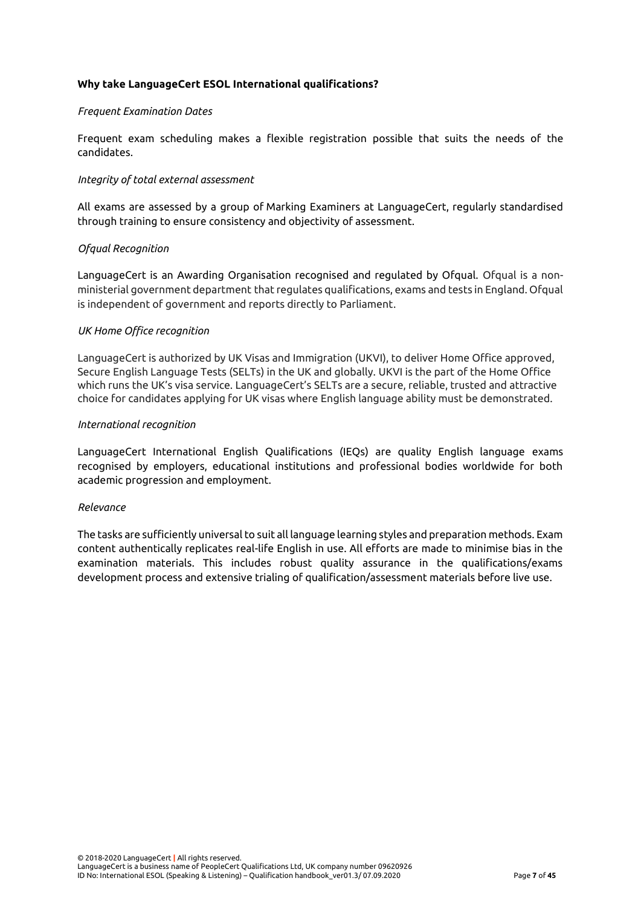**Why take LanguageCert ESOL International qualifications?**

*Frequent Examination Dates*

Frequent exam scheduling makes a flexible registration possible that suits the needs of the candidates.

*Integrity of total external assessment*

All exams are assessed by a group of Marking Examiners at LanguageCert, regularly standardised through training to ensure consistency and objectivity of assessment.

*Ofqual Recognition*

LanguageCert is an Awarding Organisation recognised and regulated by Ofqual. Ofqual is a non-ministerial government department that regulates qualifications, exams and tests in England. Ofqual is independent of government and reports directly to Parliament.

*UK Home Office recognition*

LanguageCert is authorized by UK Visas and Immigration (UKVI), to deliver Home Office approved, Secure English Language Tests (SELTs) in the UK and globally. UKVI is the part of the Home Office which runs the UK's visa service. LanguageCert's SELTs are a secure, reliable, trusted and attractive choice for candidates applying for UK visas where English language ability must be demonstrated.

*International recognition*

LanguageCert International English Qualifications (IEQs) are quality English language exams recognised by employers, educational institutions and professional bodies worldwide for both academic progression and employment.

*Relevance*

The tasks are sufficiently universal to suit all language learning styles and preparation methods. Exam content authentically replicates real-life English in use. All efforts are made to minimise bias in the examination materials. This includes robust quality assurance in the qualifications/exams development process and extensive trialing of qualification/assessment materials before live use.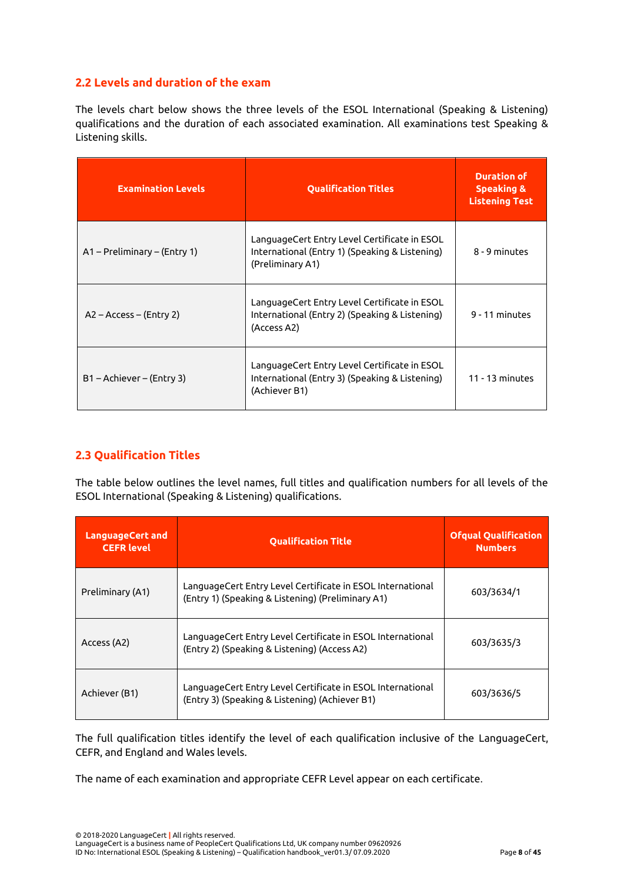## 2.2 Levels and duration of the exam

The levels chart below shows the three levels of the ESOL International (Speaking & Listening) qualifications and the duration of each associated examination. All examinations test Speaking & Listening skills.

| Examination Levels | Qualification Titles | Duration of Speaking & Listening Test |
|---|---|---|
| A1 – Preliminary – (Entry 1) | LanguageCert Entry Level Certificate in ESOL International (Entry 1) (Speaking & Listening) (Preliminary A1) | 8 - 9 minutes |
| A2 – Access – (Entry 2) | LanguageCert Entry Level Certificate in ESOL International (Entry 2) (Speaking & Listening) (Access A2) | 9 - 11 minutes |
| B1 – Achiever – (Entry 3) | LanguageCert Entry Level Certificate in ESOL International (Entry 3) (Speaking & Listening) (Achiever B1) | 11 - 13 minutes |

## 2.3 Qualification Titles

The table below outlines the level names, full titles and qualification numbers for all levels of the ESOL International (Speaking & Listening) qualifications.

| LanguageCert and CEFR level | Qualification Title | Ofqual Qualification Numbers |
|---|---|---|
| Preliminary (A1) | LanguageCert Entry Level Certificate in ESOL International (Entry 1) (Speaking & Listening) (Preliminary A1) | 603/3634/1 |
| Access (A2) | LanguageCert Entry Level Certificate in ESOL International (Entry 2) (Speaking & Listening) (Access A2) | 603/3635/3 |
| Achiever (B1) | LanguageCert Entry Level Certificate in ESOL International (Entry 3) (Speaking & Listening) (Achiever B1) | 603/3636/5 |

The full qualification titles identify the level of each qualification inclusive of the LanguageCert, CEFR, and England and Wales levels.

The name of each examination and appropriate CEFR Level appear on each certificate.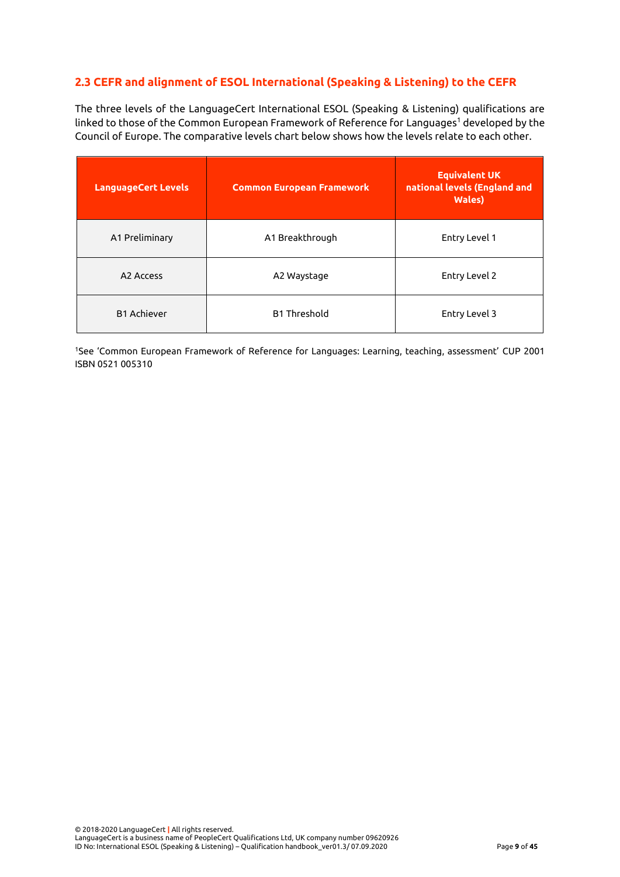## 2.3 CEFR and alignment of ESOL International (Speaking & Listening) to the CEFR

The three levels of the LanguageCert International ESOL (Speaking & Listening) qualifications are linked to those of the Common European Framework of Reference for Languages[1] developed by the Council of Europe. The comparative levels chart below shows how the levels relate to each other.

| LanguageCert Levels | Common European Framework | Equivalent UK national levels (England and Wales) |
|---|---|---|
| A1 Preliminary | A1 Breakthrough | Entry Level 1 |
| A2 Access | A2 Waystage | Entry Level 2 |
| B1 Achiever | B1 Threshold | Entry Level 3 |

[1]See 'Common European Framework of Reference for Languages: Learning, teaching, assessment' CUP 2001 ISBN 0521 005310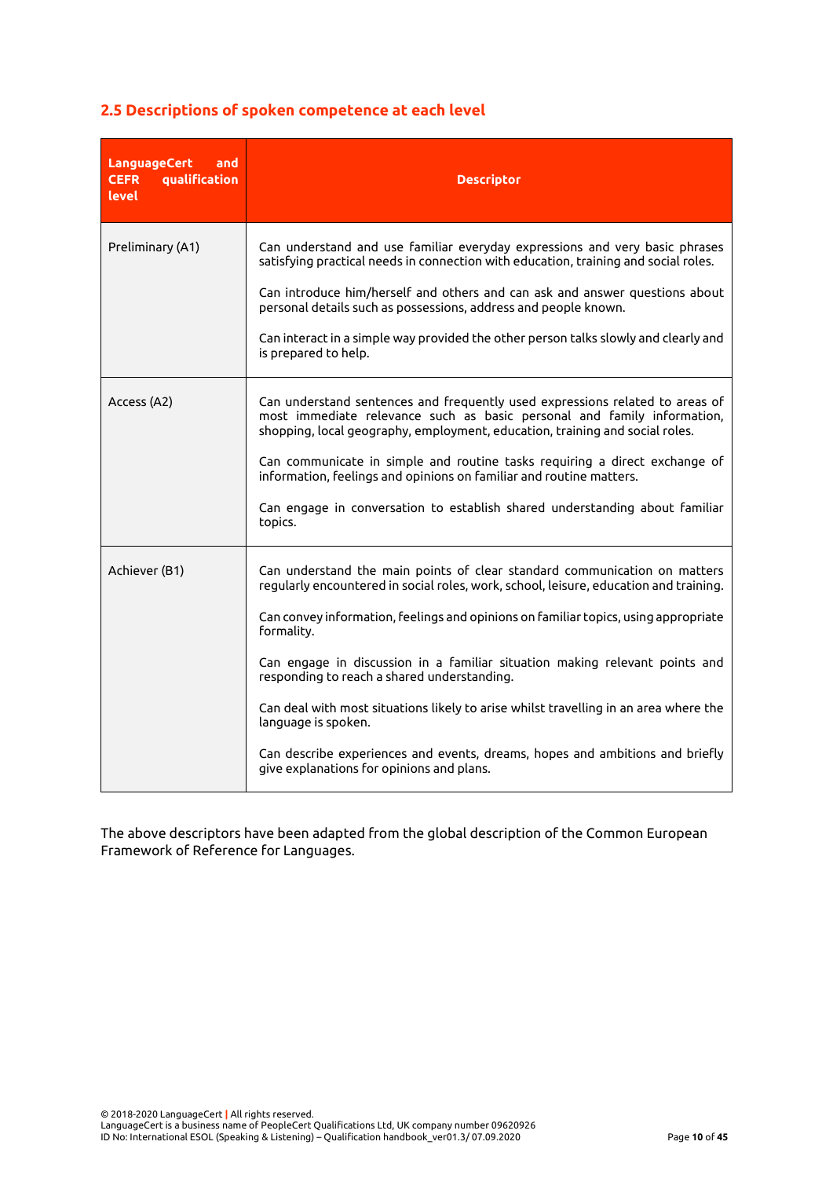## 2.5 Descriptions of spoken competence at each level

| LanguageCert and CEFR qualification level | Descriptor |
| --- | --- |
| Preliminary (A1) | Can understand and use familiar everyday expressions and very basic phrases satisfying practical needs in connection with education, training and social roles.<br><br>Can introduce him/herself and others and can ask and answer questions about personal details such as possessions, address and people known.<br><br>Can interact in a simple way provided the other person talks slowly and clearly and is prepared to help. |
| Access (A2) | Can understand sentences and frequently used expressions related to areas of most immediate relevance such as basic personal and family information, shopping, local geography, employment, education, training and social roles.<br><br>Can communicate in simple and routine tasks requiring a direct exchange of information, feelings and opinions on familiar and routine matters.<br><br>Can engage in conversation to establish shared understanding about familiar topics. |
| Achiever (B1) | Can understand the main points of clear standard communication on matters regularly encountered in social roles, work, school, leisure, education and training.<br><br>Can convey information, feelings and opinions on familiar topics, using appropriate formality.<br><br>Can engage in discussion in a familiar situation making relevant points and responding to reach a shared understanding.<br><br>Can deal with most situations likely to arise whilst travelling in an area where the language is spoken.<br><br>Can describe experiences and events, dreams, hopes and ambitions and briefly give explanations for opinions and plans. |

The above descriptors have been adapted from the global description of the Common European Framework of Reference for Languages.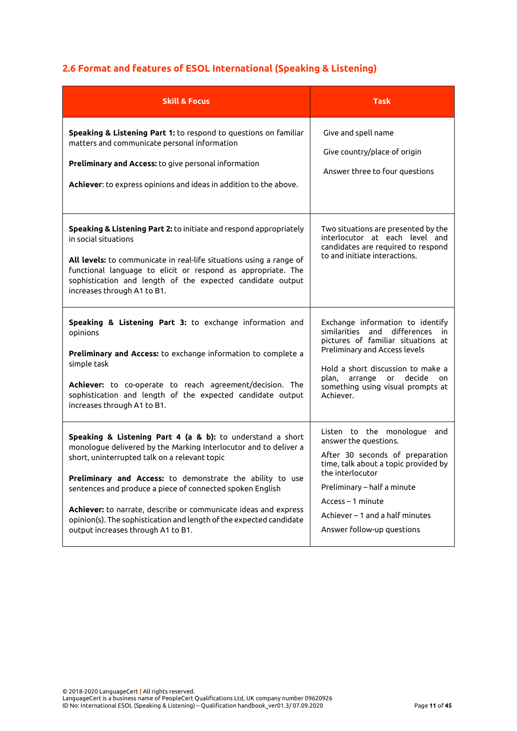## 2.6 Format and features of ESOL International (Speaking & Listening)

| Skill & Focus | Task |
|---|---|
| **Speaking & Listening Part 1:** to respond to questions on familiar matters and communicate personal information<br><br>**Preliminary and Access:** to give personal information<br><br>**Achiever**: to express opinions and ideas in addition to the above. | Give and spell name<br><br>Give country/place of origin<br><br>Answer three to four questions |
| **Speaking & Listening Part 2:** to initiate and respond appropriately in social situations<br><br>**All levels:** to communicate in real-life situations using a range of functional language to elicit or respond as appropriate. The sophistication and length of the expected candidate output increases through A1 to B1. | Two situations are presented by the interlocutor at each level and candidates are required to respond to and initiate interactions. |
| **Speaking & Listening Part 3:** to exchange information and opinions<br><br>**Preliminary and Access:** to exchange information to complete a simple task<br><br>**Achiever:** to co-operate to reach agreement/decision. The sophistication and length of the expected candidate output increases through A1 to B1. | Exchange information to identify similarities and differences in pictures of familiar situations at Preliminary and Access levels<br><br>Hold a short discussion to make a plan, arrange or decide on something using visual prompts at Achiever. |
| **Speaking & Listening Part 4 (a & b):** to understand a short monologue delivered by the Marking Interlocutor and to deliver a short, uninterrupted talk on a relevant topic<br><br>**Preliminary and Access:** to demonstrate the ability to use sentences and produce a piece of connected spoken English<br><br>**Achiever:** to narrate, describe or communicate ideas and express opinion(s). The sophistication and length of the expected candidate output increases through A1 to B1. | Listen to the monologue and answer the questions.<br><br>After 30 seconds of preparation time, talk about a topic provided by the interlocutor<br><br>Preliminary – half a minute<br><br>Access – 1 minute<br><br>Achiever – 1 and a half minutes<br><br>Answer follow-up questions |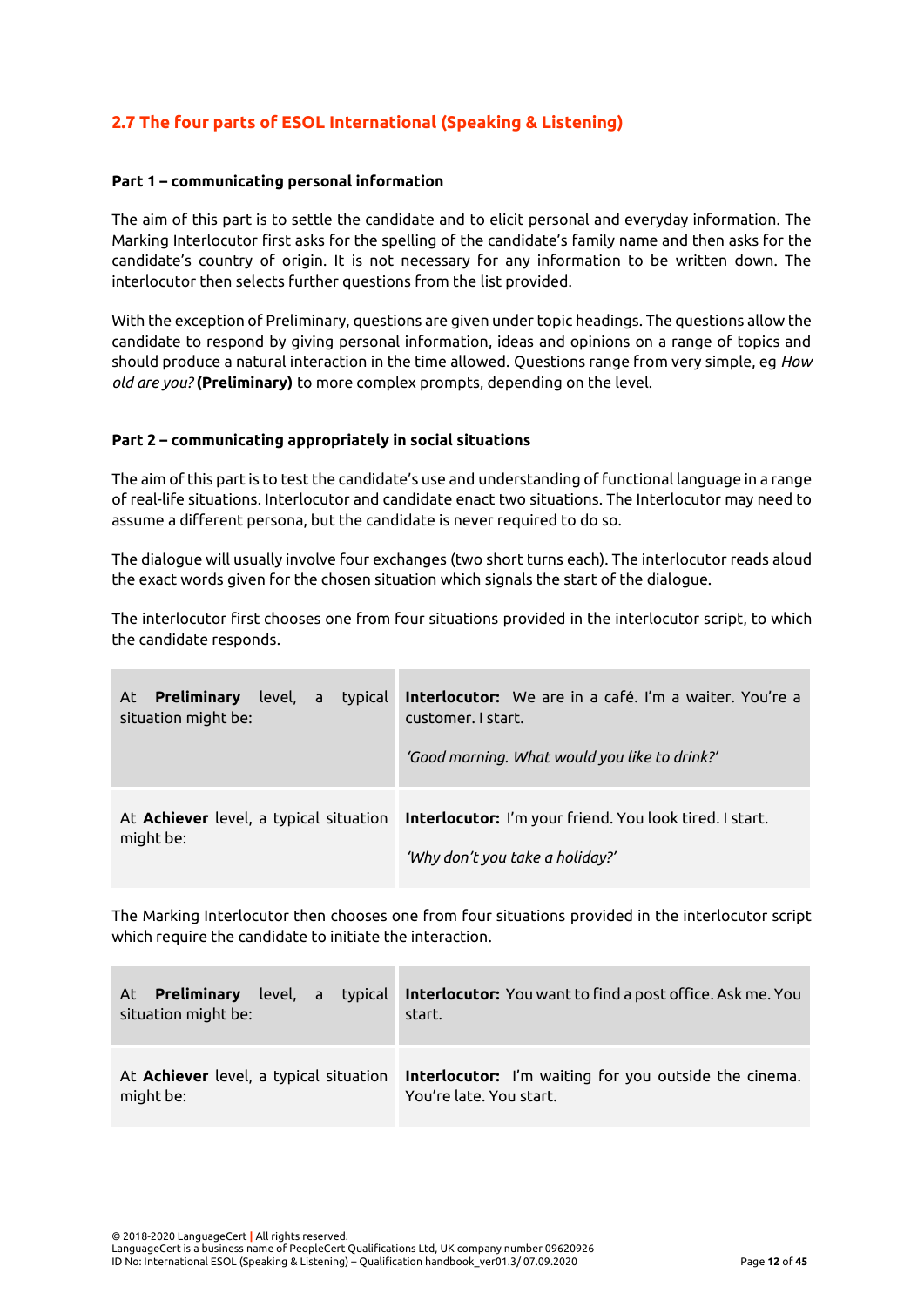## 2.7 The four parts of ESOL International (Speaking & Listening)

**Part 1 – communicating personal information**

The aim of this part is to settle the candidate and to elicit personal and everyday information. The Marking Interlocutor first asks for the spelling of the candidate's family name and then asks for the candidate's country of origin. It is not necessary for any information to be written down. The interlocutor then selects further questions from the list provided.

With the exception of Preliminary, questions are given under topic headings. The questions allow the candidate to respond by giving personal information, ideas and opinions on a range of topics and should produce a natural interaction in the time allowed. Questions range from very simple, eg *How old are you?* **(Preliminary)** to more complex prompts, depending on the level.

**Part 2 – communicating appropriately in social situations**

The aim of this part is to test the candidate's use and understanding of functional language in a range of real-life situations. Interlocutor and candidate enact two situations. The Interlocutor may need to assume a different persona, but the candidate is never required to do so.

The dialogue will usually involve four exchanges (two short turns each). The interlocutor reads aloud the exact words given for the chosen situation which signals the start of the dialogue.

The interlocutor first chooses one from four situations provided in the interlocutor script, to which the candidate responds.

| | |
|---|---|
| At **Preliminary** level, a typical situation might be: | **Interlocutor:** We are in a café. I'm a waiter. You're a customer. I start.<br><br>*'Good morning. What would you like to drink?'* |
| At **Achiever** level, a typical situation might be: | **Interlocutor:** I'm your friend. You look tired. I start.<br><br>*'Why don't you take a holiday?'* |

The Marking Interlocutor then chooses one from four situations provided in the interlocutor script which require the candidate to initiate the interaction.

| | |
|---|---|
| At **Preliminary** level, a typical situation might be: | **Interlocutor:** You want to find a post office. Ask me. You start. |
| At **Achiever** level, a typical situation might be: | **Interlocutor:** I'm waiting for you outside the cinema. You're late. You start. |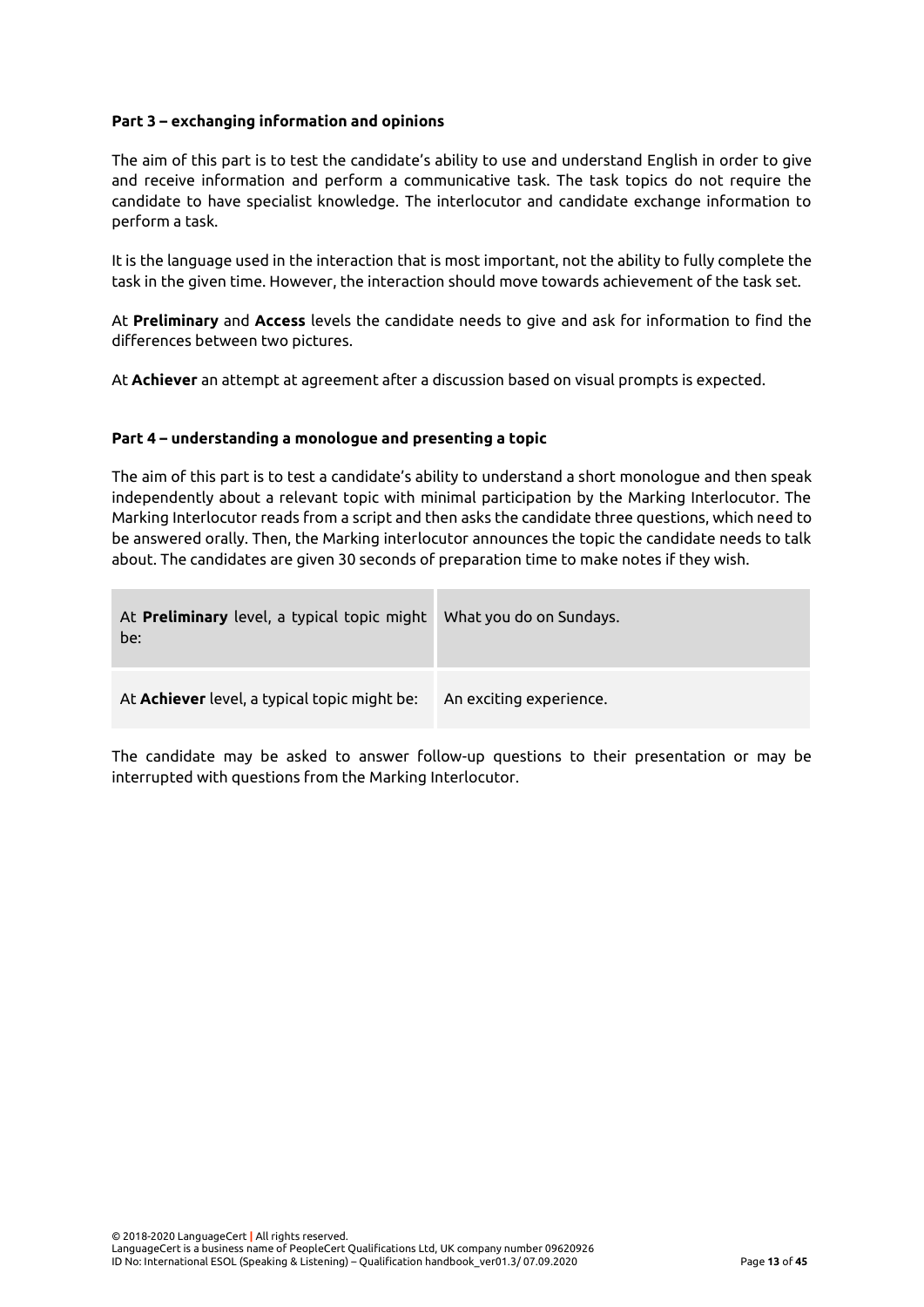**Part 3 – exchanging information and opinions**

The aim of this part is to test the candidate's ability to use and understand English in order to give and receive information and perform a communicative task. The task topics do not require the candidate to have specialist knowledge. The interlocutor and candidate exchange information to perform a task.

It is the language used in the interaction that is most important, not the ability to fully complete the task in the given time. However, the interaction should move towards achievement of the task set.

At **Preliminary** and **Access** levels the candidate needs to give and ask for information to find the differences between two pictures.

At **Achiever** an attempt at agreement after a discussion based on visual prompts is expected.

**Part 4 – understanding a monologue and presenting a topic**

The aim of this part is to test a candidate's ability to understand a short monologue and then speak independently about a relevant topic with minimal participation by the Marking Interlocutor. The Marking Interlocutor reads from a script and then asks the candidate three questions, which need to be answered orally. Then, the Marking interlocutor announces the topic the candidate needs to talk about. The candidates are given 30 seconds of preparation time to make notes if they wish.

| | |
|---|---|
| At **Preliminary** level, a typical topic might be: | What you do on Sundays. |
| At **Achiever** level, a typical topic might be: | An exciting experience. |

The candidate may be asked to answer follow-up questions to their presentation or may be interrupted with questions from the Marking Interlocutor.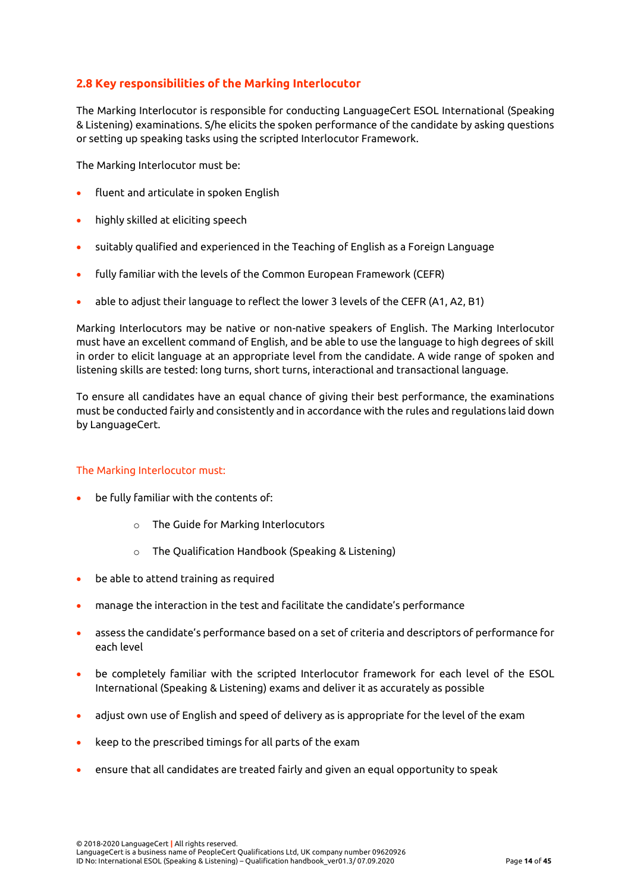## 2.8 Key responsibilities of the Marking Interlocutor

The Marking Interlocutor is responsible for conducting LanguageCert ESOL International (Speaking & Listening) examinations. S/he elicits the spoken performance of the candidate by asking questions or setting up speaking tasks using the scripted Interlocutor Framework.

The Marking Interlocutor must be:

- fluent and articulate in spoken English
- highly skilled at eliciting speech
- suitably qualified and experienced in the Teaching of English as a Foreign Language
- fully familiar with the levels of the Common European Framework (CEFR)
- able to adjust their language to reflect the lower 3 levels of the CEFR (A1, A2, B1)

Marking Interlocutors may be native or non-native speakers of English. The Marking Interlocutor must have an excellent command of English, and be able to use the language to high degrees of skill in order to elicit language at an appropriate level from the candidate. A wide range of spoken and listening skills are tested: long turns, short turns, interactional and transactional language.

To ensure all candidates have an equal chance of giving their best performance, the examinations must be conducted fairly and consistently and in accordance with the rules and regulations laid down by LanguageCert.

### The Marking Interlocutor must:

- be fully familiar with the contents of:
    - The Guide for Marking Interlocutors
    - The Qualification Handbook (Speaking & Listening)
- be able to attend training as required
- manage the interaction in the test and facilitate the candidate's performance
- assess the candidate's performance based on a set of criteria and descriptors of performance for each level
- be completely familiar with the scripted Interlocutor framework for each level of the ESOL International (Speaking & Listening) exams and deliver it as accurately as possible
- adjust own use of English and speed of delivery as is appropriate for the level of the exam
- keep to the prescribed timings for all parts of the exam
- ensure that all candidates are treated fairly and given an equal opportunity to speak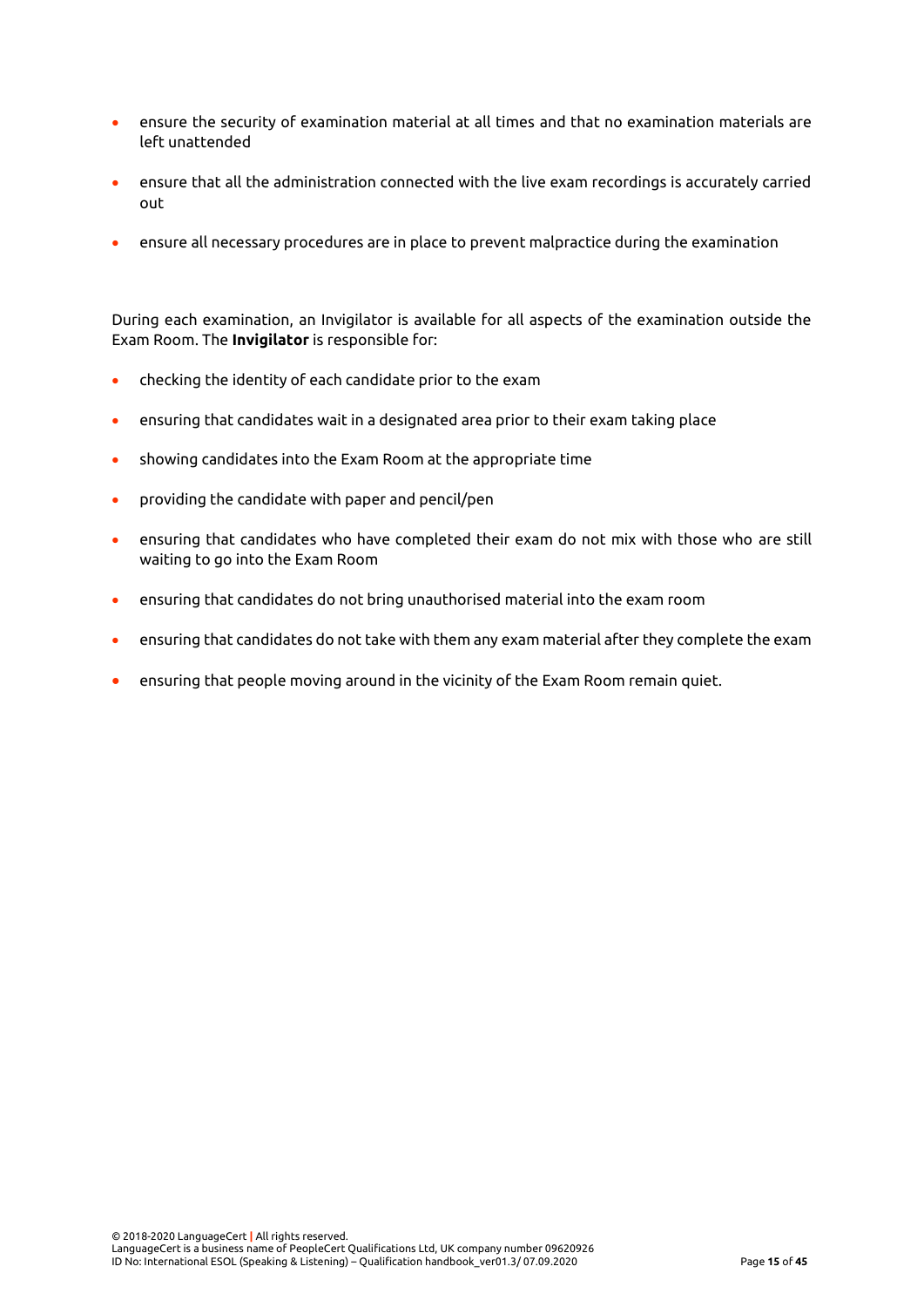- ensure the security of examination material at all times and that no examination materials are left unattended
- ensure that all the administration connected with the live exam recordings is accurately carried out
- ensure all necessary procedures are in place to prevent malpractice during the examination

During each examination, an Invigilator is available for all aspects of the examination outside the Exam Room. The **Invigilator** is responsible for:

- checking the identity of each candidate prior to the exam
- ensuring that candidates wait in a designated area prior to their exam taking place
- showing candidates into the Exam Room at the appropriate time
- providing the candidate with paper and pencil/pen
- ensuring that candidates who have completed their exam do not mix with those who are still waiting to go into the Exam Room
- ensuring that candidates do not bring unauthorised material into the exam room
- ensuring that candidates do not take with them any exam material after they complete the exam
- ensuring that people moving around in the vicinity of the Exam Room remain quiet.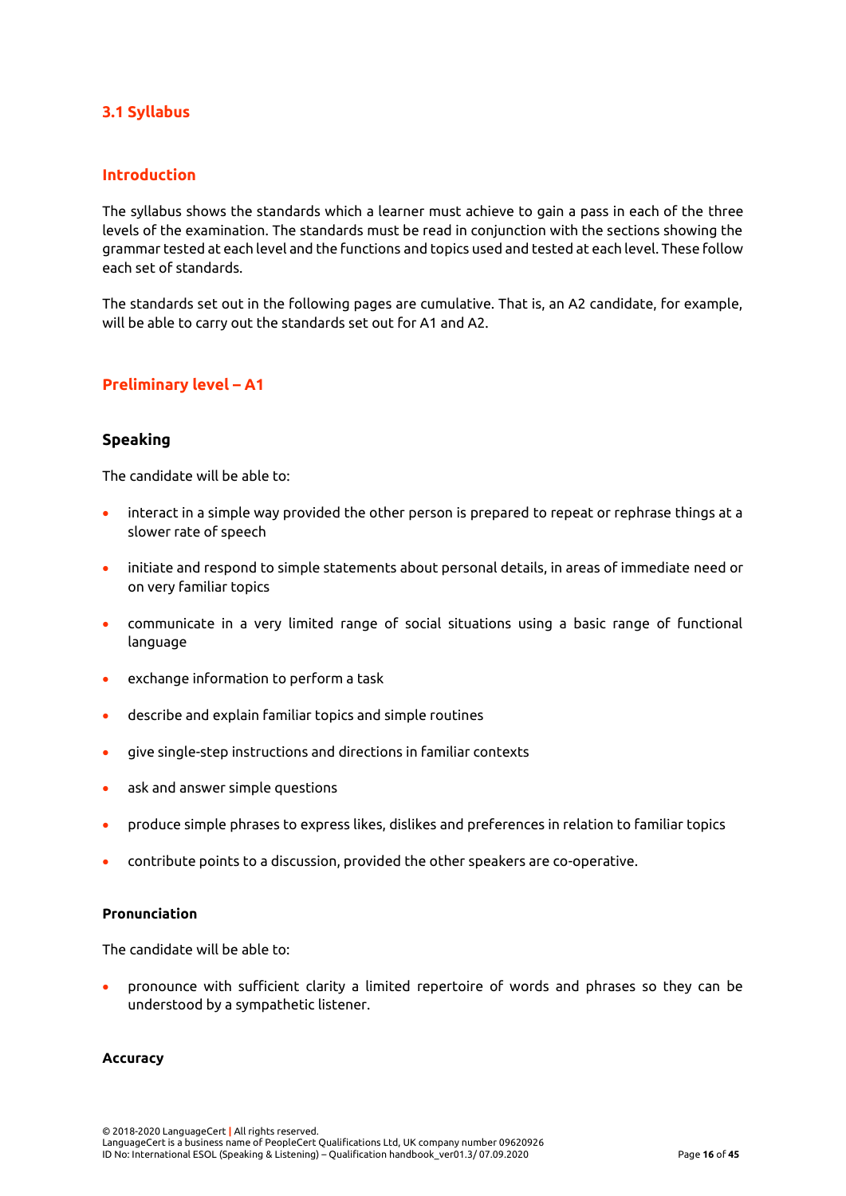## 3.1 Syllabus

### Introduction

The syllabus shows the standards which a learner must achieve to gain a pass in each of the three levels of the examination. The standards must be read in conjunction with the sections showing the grammar tested at each level and the functions and topics used and tested at each level. These follow each set of standards.

The standards set out in the following pages are cumulative. That is, an A2 candidate, for example, will be able to carry out the standards set out for A1 and A2.

### Preliminary level – A1

#### Speaking

The candidate will be able to:

- interact in a simple way provided the other person is prepared to repeat or rephrase things at a slower rate of speech
- initiate and respond to simple statements about personal details, in areas of immediate need or on very familiar topics
- communicate in a very limited range of social situations using a basic range of functional language
- exchange information to perform a task
- describe and explain familiar topics and simple routines
- give single-step instructions and directions in familiar contexts
- ask and answer simple questions
- produce simple phrases to express likes, dislikes and preferences in relation to familiar topics
- contribute points to a discussion, provided the other speakers are co-operative.

**Pronunciation**

The candidate will be able to:

- pronounce with sufficient clarity a limited repertoire of words and phrases so they can be understood by a sympathetic listener.

**Accuracy**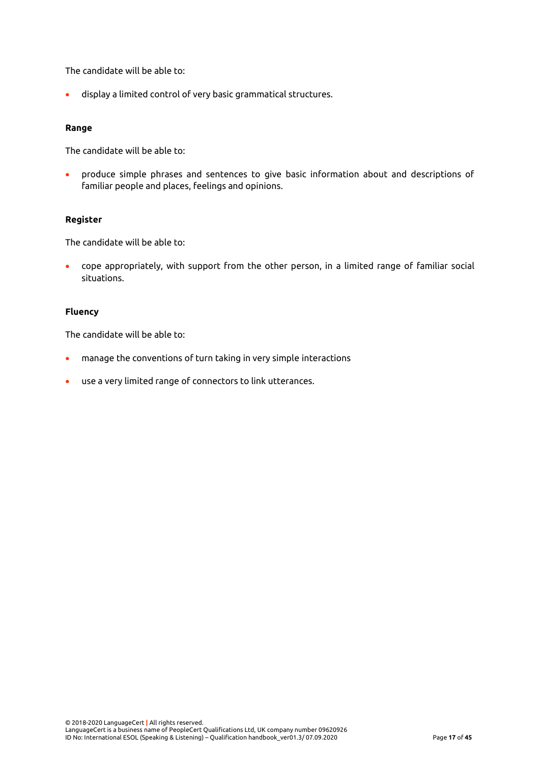The candidate will be able to:

- display a limited control of very basic grammatical structures.

**Range**

The candidate will be able to:

- produce simple phrases and sentences to give basic information about and descriptions of familiar people and places, feelings and opinions.

**Register**

The candidate will be able to:

- cope appropriately, with support from the other person, in a limited range of familiar social situations.

**Fluency**

The candidate will be able to:

- manage the conventions of turn taking in very simple interactions
- use a very limited range of connectors to link utterances.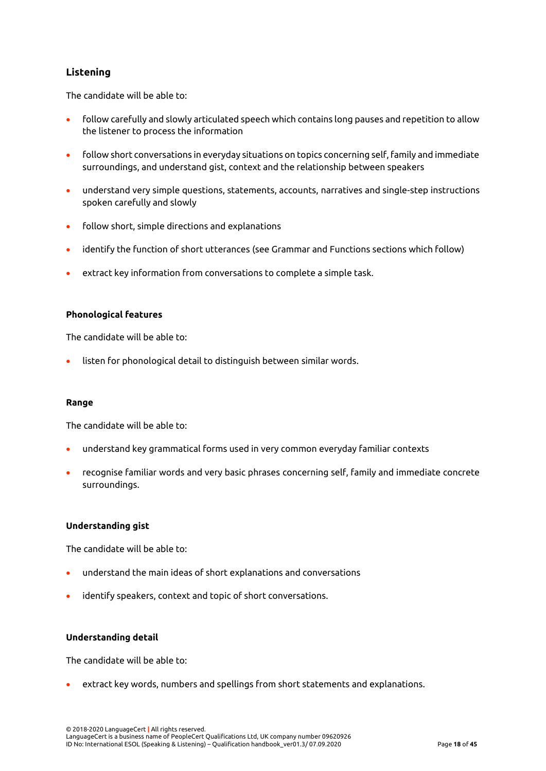## Listening

The candidate will be able to:

- follow carefully and slowly articulated speech which contains long pauses and repetition to allow the listener to process the information
- follow short conversations in everyday situations on topics concerning self, family and immediate surroundings, and understand gist, context and the relationship between speakers
- understand very simple questions, statements, accounts, narratives and single-step instructions spoken carefully and slowly
- follow short, simple directions and explanations
- identify the function of short utterances (see Grammar and Functions sections which follow)
- extract key information from conversations to complete a simple task.

### Phonological features

The candidate will be able to:

- listen for phonological detail to distinguish between similar words.

### Range

The candidate will be able to:

- understand key grammatical forms used in very common everyday familiar contexts
- recognise familiar words and very basic phrases concerning self, family and immediate concrete surroundings.

### Understanding gist

The candidate will be able to:

- understand the main ideas of short explanations and conversations
- identify speakers, context and topic of short conversations.

### Understanding detail

The candidate will be able to:

- extract key words, numbers and spellings from short statements and explanations.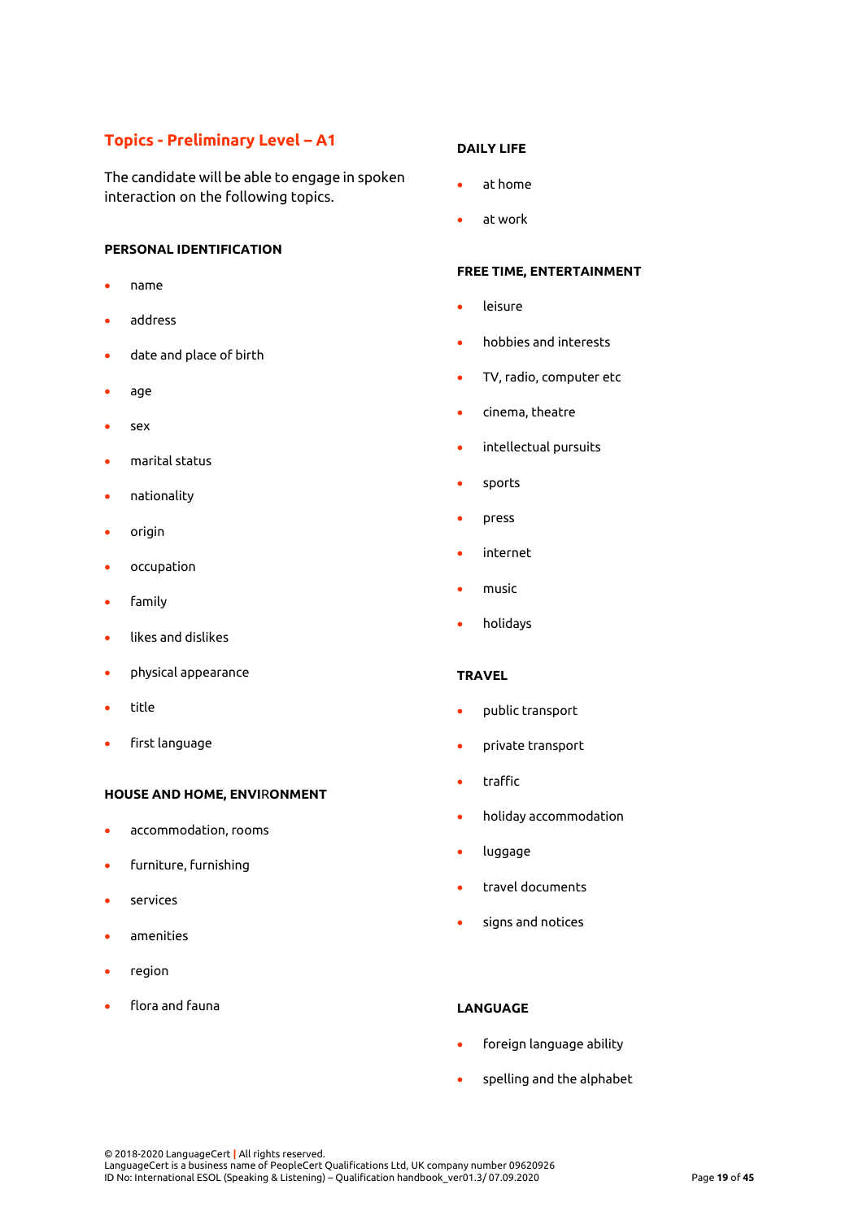## Topics - Preliminary Level – A1

The candidate will be able to engage in spoken interaction on the following topics.

**PERSONAL IDENTIFICATION**

- name
- address
- date and place of birth
- age
- sex
- marital status
- nationality
- origin
- occupation
- family
- likes and dislikes
- physical appearance
- title
- first language

**HOUSE AND HOME, ENVIRONMENT**

- accommodation, rooms
- furniture, furnishing
- services
- amenities
- region
- flora and fauna

**DAILY LIFE**

- at home
- at work

**FREE TIME, ENTERTAINMENT**

- leisure
- hobbies and interests
- TV, radio, computer etc
- cinema, theatre
- intellectual pursuits
- sports
- press
- internet
- music
- holidays

**TRAVEL**

- public transport
- private transport
- traffic
- holiday accommodation
- luggage
- travel documents
- signs and notices

**LANGUAGE**

- foreign language ability
- spelling and the alphabet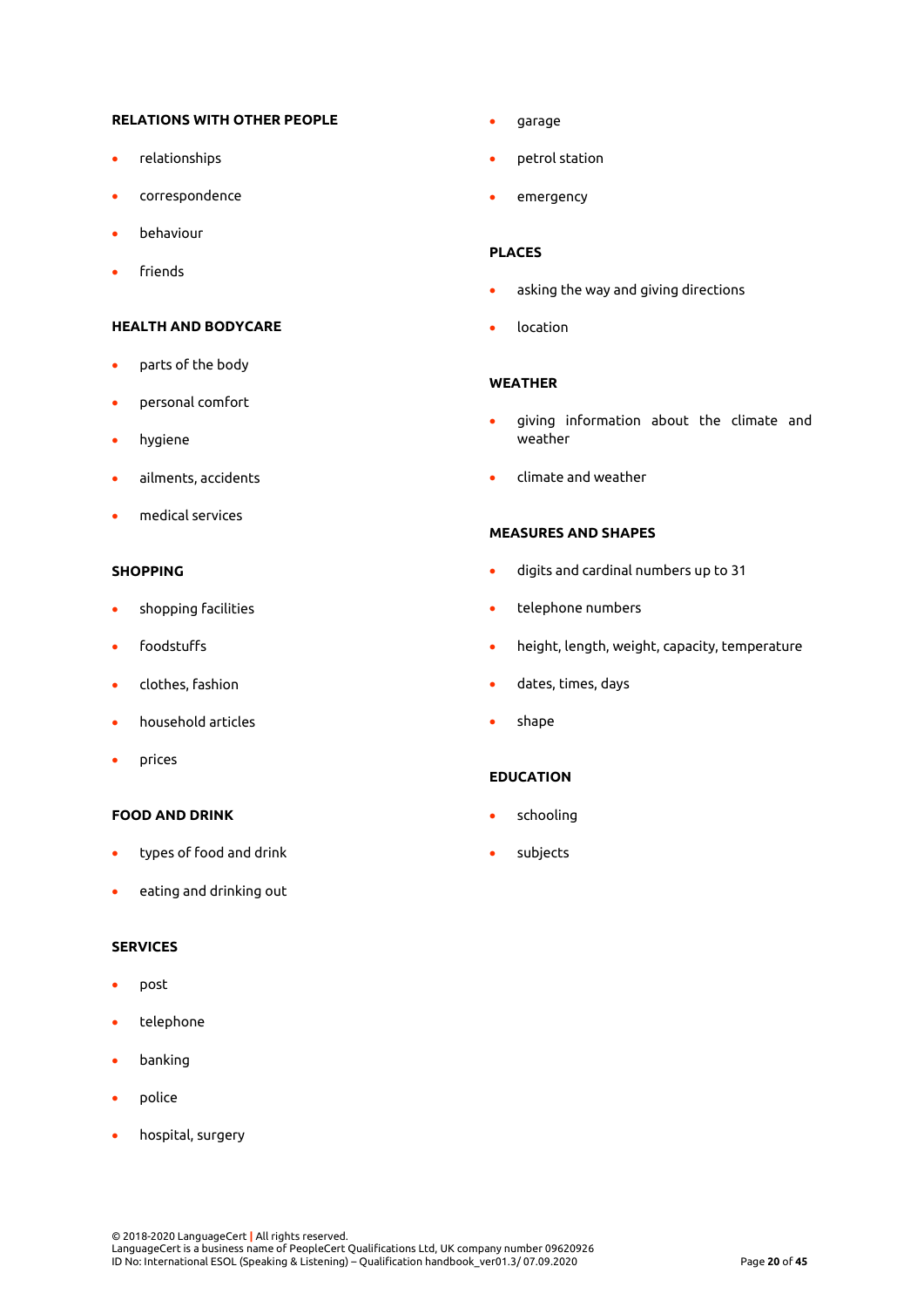**RELATIONS WITH OTHER PEOPLE**

- relationships
- correspondence
- behaviour
- friends

**HEALTH AND BODYCARE**

- parts of the body
- personal comfort
- hygiene
- ailments, accidents
- medical services

**SHOPPING**

- shopping facilities
- foodstuffs
- clothes, fashion
- household articles
- prices

**FOOD AND DRINK**

- types of food and drink
- eating and drinking out

**SERVICES**

- post
- telephone
- banking
- police
- hospital, surgery
- garage
- petrol station
- emergency

**PLACES**

- asking the way and giving directions
- location

**WEATHER**

- giving information about the climate and weather
- climate and weather

**MEASURES AND SHAPES**

- digits and cardinal numbers up to 31
- telephone numbers
- height, length, weight, capacity, temperature
- dates, times, days
- shape

**EDUCATION**

- schooling
- subjects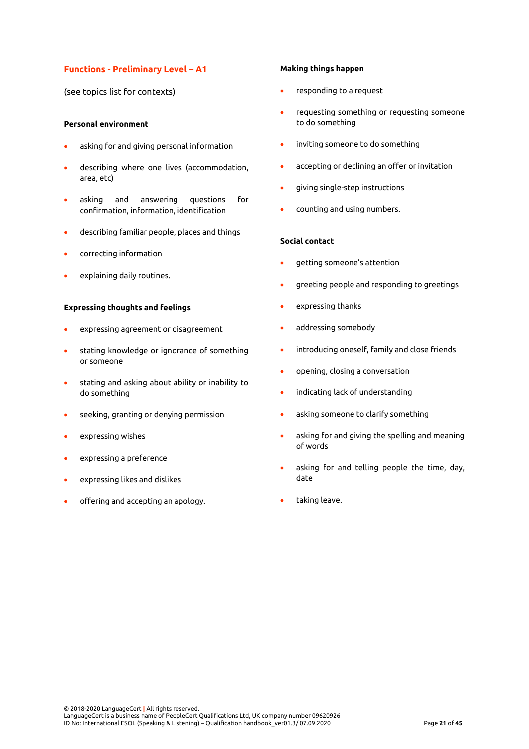## Functions - Preliminary Level – A1

(see topics list for contexts)

**Personal environment**

- asking for and giving personal information
- describing where one lives (accommodation, area, etc)
- asking and answering questions for confirmation, information, identification
- describing familiar people, places and things
- correcting information
- explaining daily routines.

**Expressing thoughts and feelings**

- expressing agreement or disagreement
- stating knowledge or ignorance of something or someone
- stating and asking about ability or inability to do something
- seeking, granting or denying permission
- expressing wishes
- expressing a preference
- expressing likes and dislikes
- offering and accepting an apology.

**Making things happen**

- responding to a request
- requesting something or requesting someone to do something
- inviting someone to do something
- accepting or declining an offer or invitation
- giving single-step instructions
- counting and using numbers.

**Social contact**

- getting someone's attention
- greeting people and responding to greetings
- expressing thanks
- addressing somebody
- introducing oneself, family and close friends
- opening, closing a conversation
- indicating lack of understanding
- asking someone to clarify something
- asking for and giving the spelling and meaning of words
- asking for and telling people the time, day, date
- taking leave.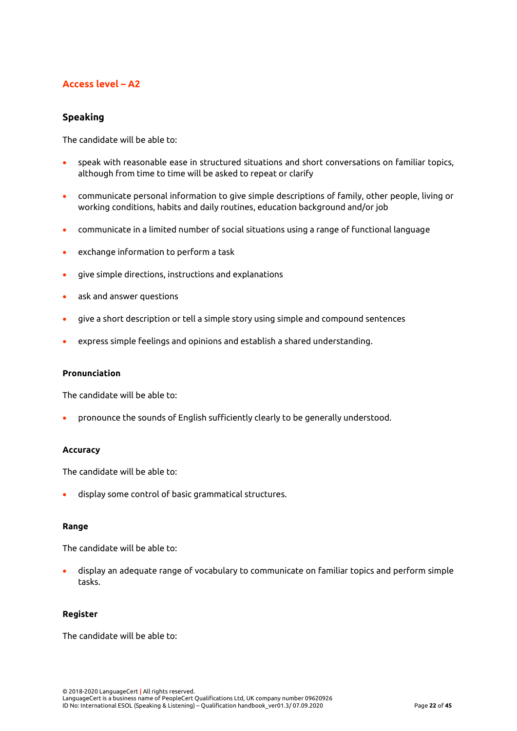## Access level – A2

### Speaking

The candidate will be able to:

- speak with reasonable ease in structured situations and short conversations on familiar topics, although from time to time will be asked to repeat or clarify
- communicate personal information to give simple descriptions of family, other people, living or working conditions, habits and daily routines, education background and/or job
- communicate in a limited number of social situations using a range of functional language
- exchange information to perform a task
- give simple directions, instructions and explanations
- ask and answer questions
- give a short description or tell a simple story using simple and compound sentences
- express simple feelings and opinions and establish a shared understanding.

#### Pronunciation

The candidate will be able to:

- pronounce the sounds of English sufficiently clearly to be generally understood.

#### Accuracy

The candidate will be able to:

- display some control of basic grammatical structures.

#### Range

The candidate will be able to:

- display an adequate range of vocabulary to communicate on familiar topics and perform simple tasks.

#### Register

The candidate will be able to: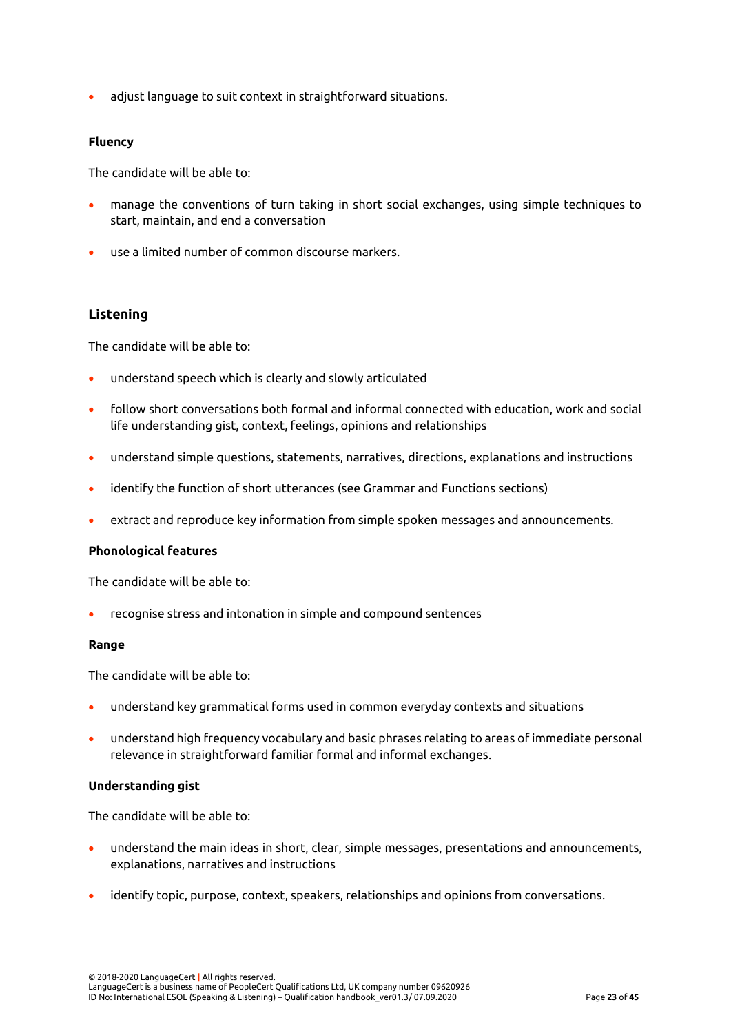- adjust language to suit context in straightforward situations.

**Fluency**

The candidate will be able to:

- manage the conventions of turn taking in short social exchanges, using simple techniques to start, maintain, and end a conversation
- use a limited number of common discourse markers.

### Listening

The candidate will be able to:

- understand speech which is clearly and slowly articulated
- follow short conversations both formal and informal connected with education, work and social life understanding gist, context, feelings, opinions and relationships
- understand simple questions, statements, narratives, directions, explanations and instructions
- identify the function of short utterances (see Grammar and Functions sections)
- extract and reproduce key information from simple spoken messages and announcements.

**Phonological features**

The candidate will be able to:

- recognise stress and intonation in simple and compound sentences

**Range**

The candidate will be able to:

- understand key grammatical forms used in common everyday contexts and situations
- understand high frequency vocabulary and basic phrases relating to areas of immediate personal relevance in straightforward familiar formal and informal exchanges.

**Understanding gist**

The candidate will be able to:

- understand the main ideas in short, clear, simple messages, presentations and announcements, explanations, narratives and instructions
- identify topic, purpose, context, speakers, relationships and opinions from conversations.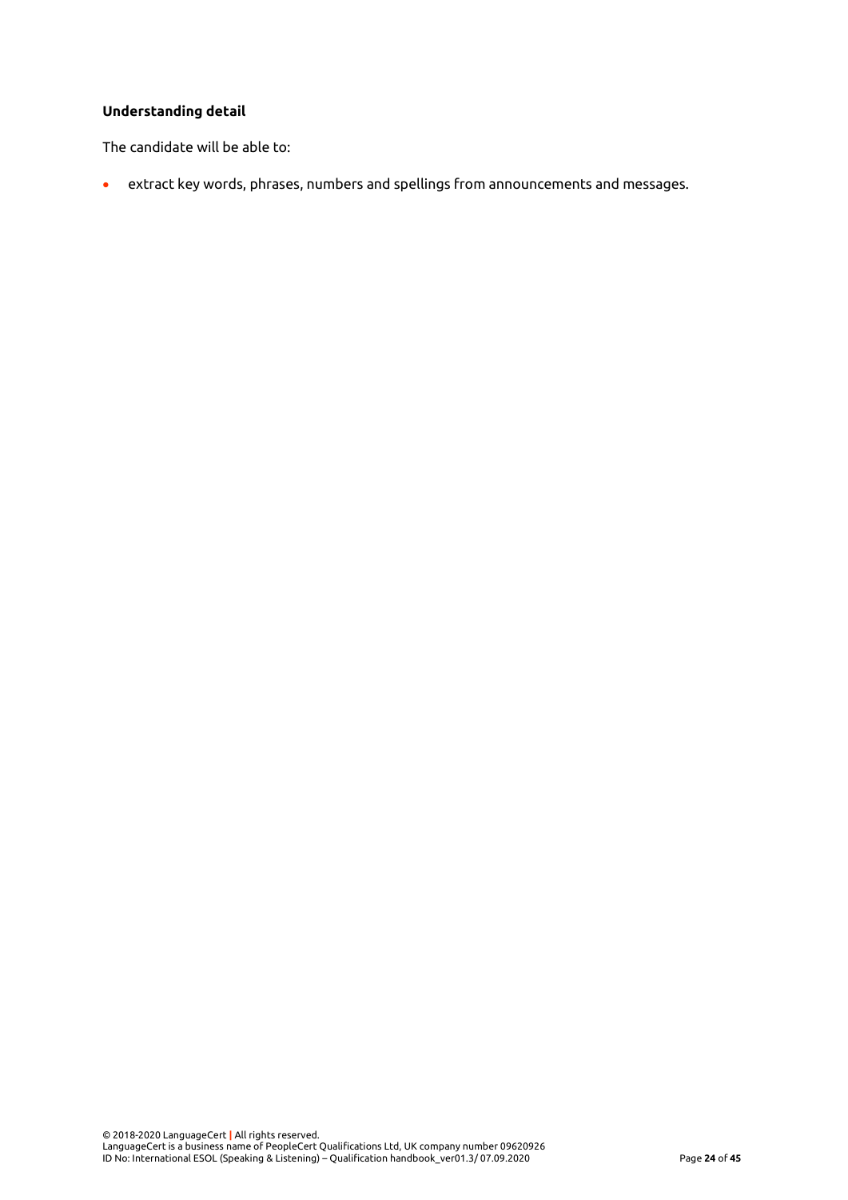**Understanding detail**

The candidate will be able to:

- extract key words, phrases, numbers and spellings from announcements and messages.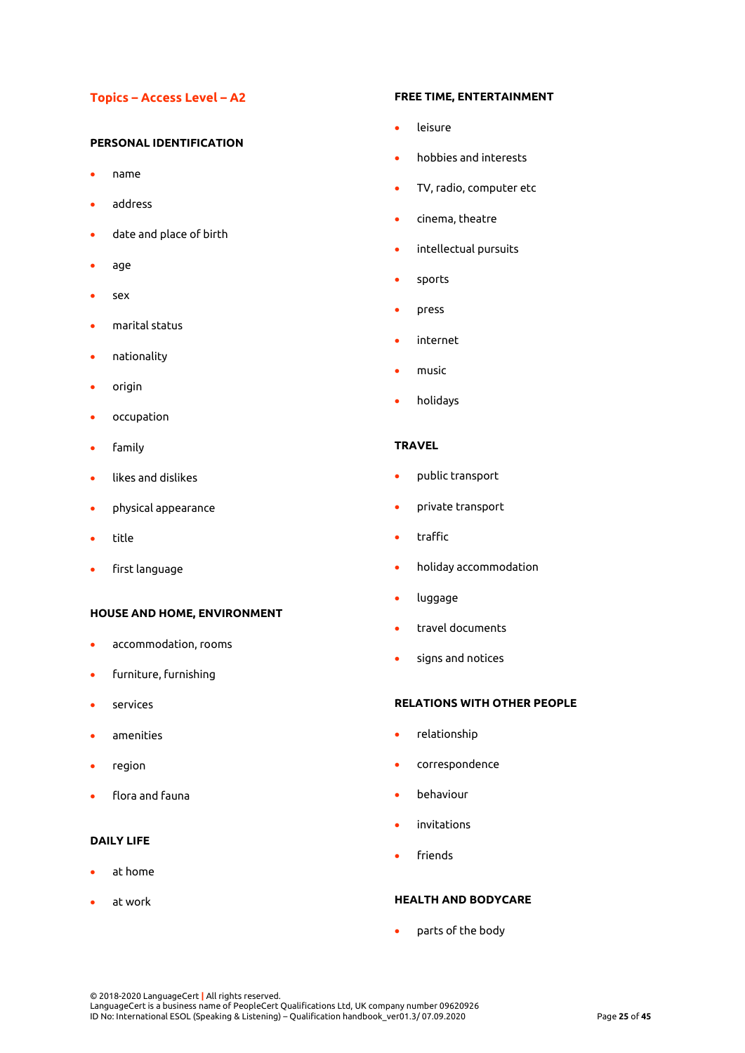## Topics – Access Level – A2

### PERSONAL IDENTIFICATION

- name
- address
- date and place of birth
- age
- sex
- marital status
- nationality
- origin
- occupation
- family
- likes and dislikes
- physical appearance
- title
- first language

### HOUSE AND HOME, ENVIRONMENT

- accommodation, rooms
- furniture, furnishing
- services
- amenities
- region
- flora and fauna

### DAILY LIFE

- at home
- at work

### FREE TIME, ENTERTAINMENT

- leisure
- hobbies and interests
- TV, radio, computer etc
- cinema, theatre
- intellectual pursuits
- sports
- press
- internet
- music
- holidays

### TRAVEL

- public transport
- private transport
- traffic
- holiday accommodation
- luggage
- travel documents
- signs and notices

### RELATIONS WITH OTHER PEOPLE

- relationship
- correspondence
- behaviour
- invitations
- friends

### HEALTH AND BODYCARE

- parts of the body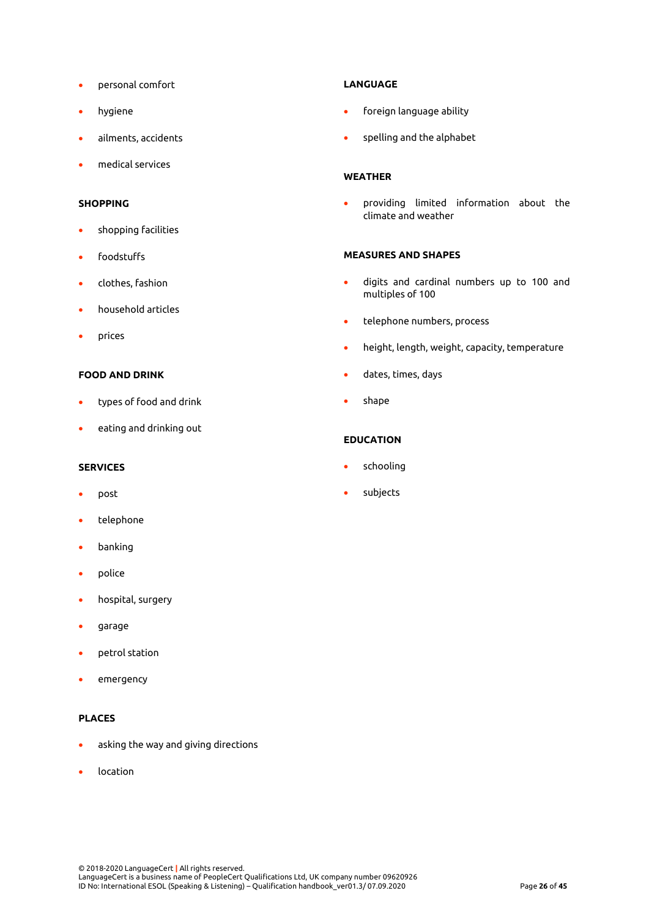- personal comfort
- hygiene
- ailments, accidents
- medical services

**SHOPPING**

- shopping facilities
- foodstuffs
- clothes, fashion
- household articles
- prices

**FOOD AND DRINK**

- types of food and drink
- eating and drinking out

**SERVICES**

- post
- telephone
- banking
- police
- hospital, surgery
- garage
- petrol station
- emergency

**PLACES**

- asking the way and giving directions
- location

**LANGUAGE**

- foreign language ability
- spelling and the alphabet

**WEATHER**

- providing limited information about the climate and weather

**MEASURES AND SHAPES**

- digits and cardinal numbers up to 100 and multiples of 100
- telephone numbers, process
- height, length, weight, capacity, temperature
- dates, times, days
- shape

**EDUCATION**

- schooling
- subjects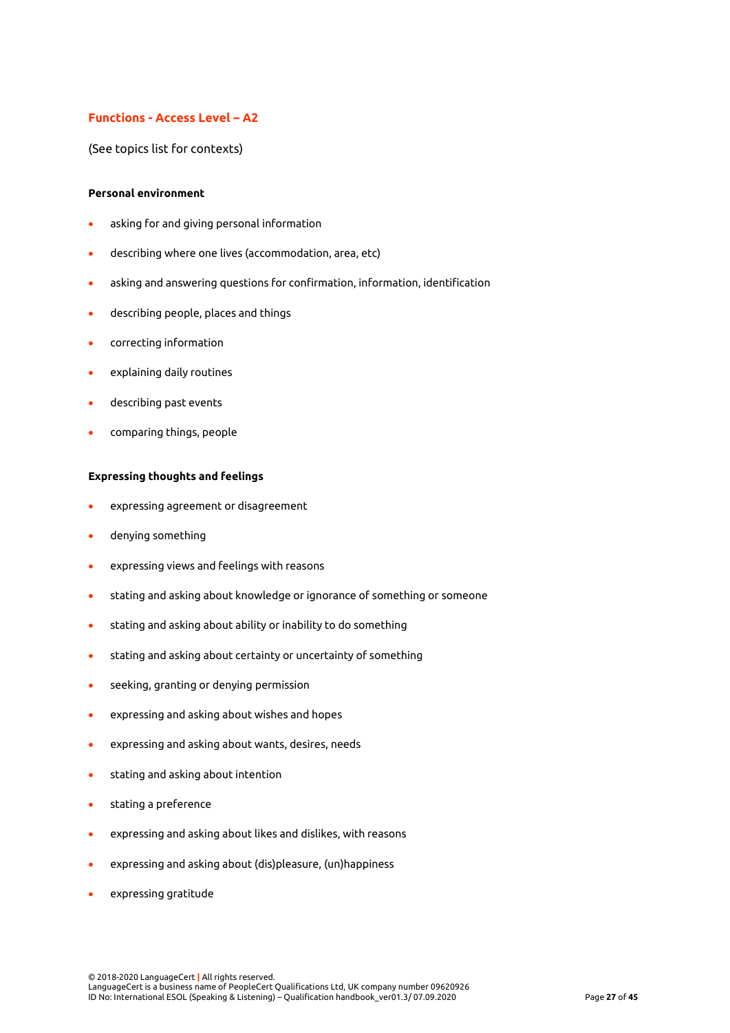## Functions - Access Level – A2

(See topics list for contexts)

**Personal environment**

- asking for and giving personal information
- describing where one lives (accommodation, area, etc)
- asking and answering questions for confirmation, information, identification
- describing people, places and things
- correcting information
- explaining daily routines
- describing past events
- comparing things, people

**Expressing thoughts and feelings**

- expressing agreement or disagreement
- denying something
- expressing views and feelings with reasons
- stating and asking about knowledge or ignorance of something or someone
- stating and asking about ability or inability to do something
- stating and asking about certainty or uncertainty of something
- seeking, granting or denying permission
- expressing and asking about wishes and hopes
- expressing and asking about wants, desires, needs
- stating and asking about intention
- stating a preference
- expressing and asking about likes and dislikes, with reasons
- expressing and asking about (dis)pleasure, (un)happiness
- expressing gratitude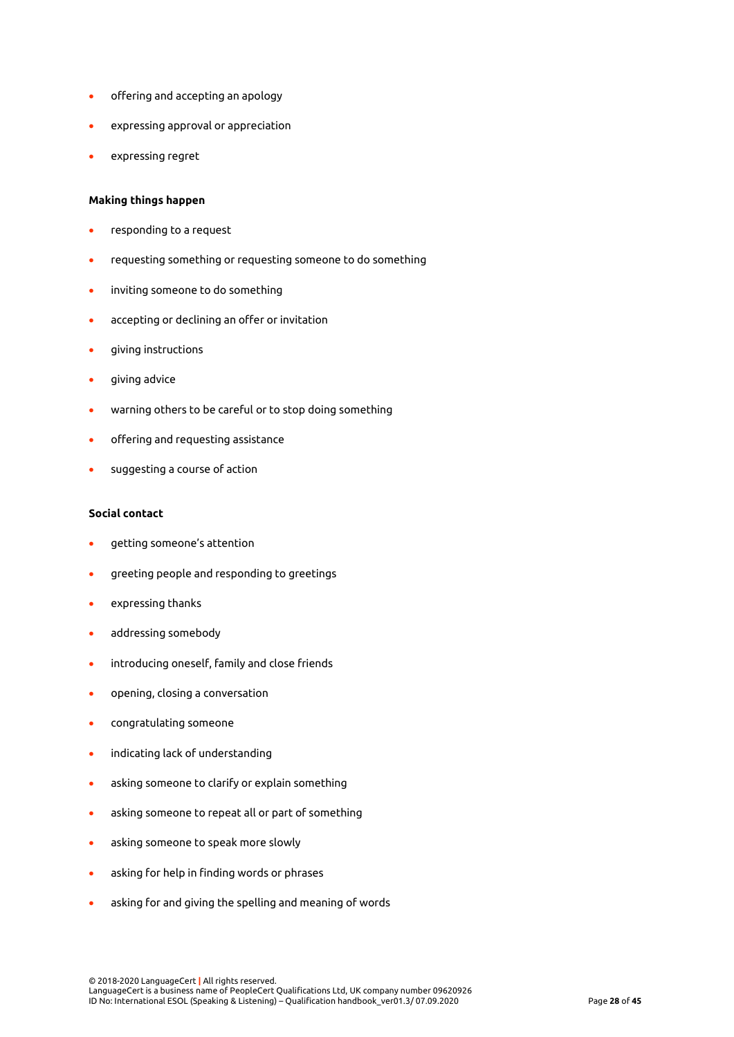- offering and accepting an apology
- expressing approval or appreciation
- expressing regret

**Making things happen**

- responding to a request
- requesting something or requesting someone to do something
- inviting someone to do something
- accepting or declining an offer or invitation
- giving instructions
- giving advice
- warning others to be careful or to stop doing something
- offering and requesting assistance
- suggesting a course of action

**Social contact**

- getting someone's attention
- greeting people and responding to greetings
- expressing thanks
- addressing somebody
- introducing oneself, family and close friends
- opening, closing a conversation
- congratulating someone
- indicating lack of understanding
- asking someone to clarify or explain something
- asking someone to repeat all or part of something
- asking someone to speak more slowly
- asking for help in finding words or phrases
- asking for and giving the spelling and meaning of words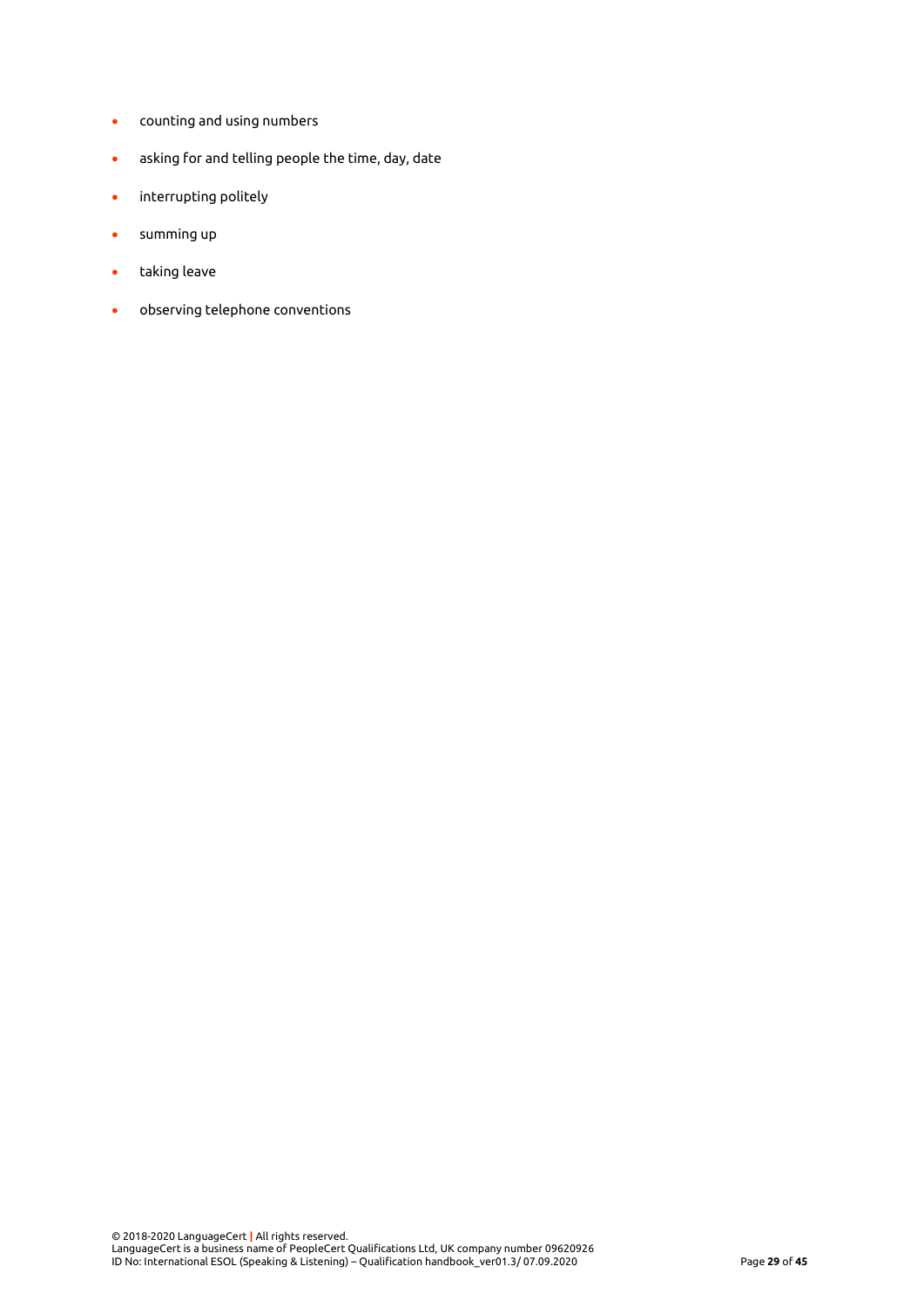- counting and using numbers
- asking for and telling people the time, day, date
- interrupting politely
- summing up
- taking leave
- observing telephone conventions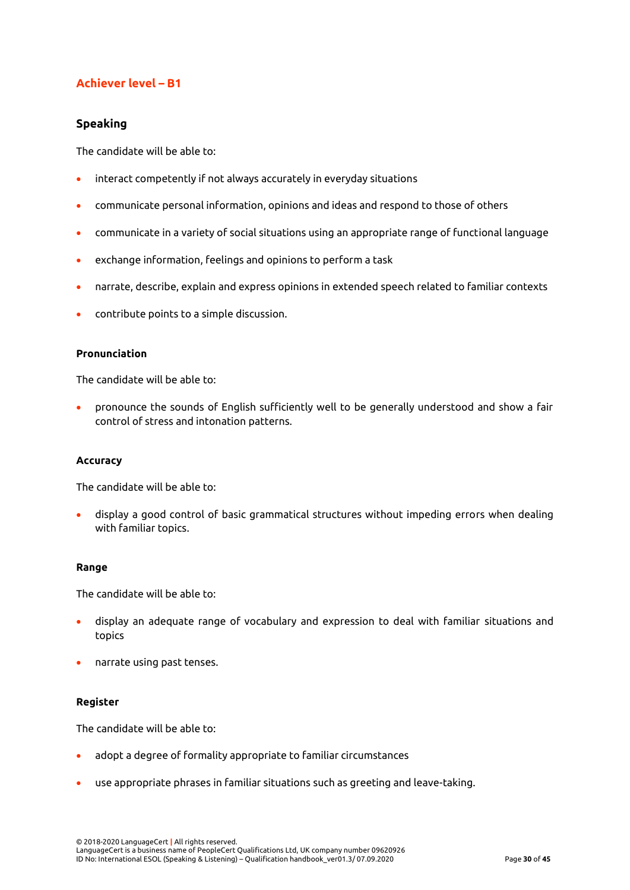## Achiever level – B1

### Speaking

The candidate will be able to:

- interact competently if not always accurately in everyday situations
- communicate personal information, opinions and ideas and respond to those of others
- communicate in a variety of social situations using an appropriate range of functional language
- exchange information, feelings and opinions to perform a task
- narrate, describe, explain and express opinions in extended speech related to familiar contexts
- contribute points to a simple discussion.

#### Pronunciation

The candidate will be able to:

- pronounce the sounds of English sufficiently well to be generally understood and show a fair control of stress and intonation patterns.

#### Accuracy

The candidate will be able to:

- display a good control of basic grammatical structures without impeding errors when dealing with familiar topics.

#### Range

The candidate will be able to:

- display an adequate range of vocabulary and expression to deal with familiar situations and topics
- narrate using past tenses.

#### Register

The candidate will be able to:

- adopt a degree of formality appropriate to familiar circumstances
- use appropriate phrases in familiar situations such as greeting and leave-taking.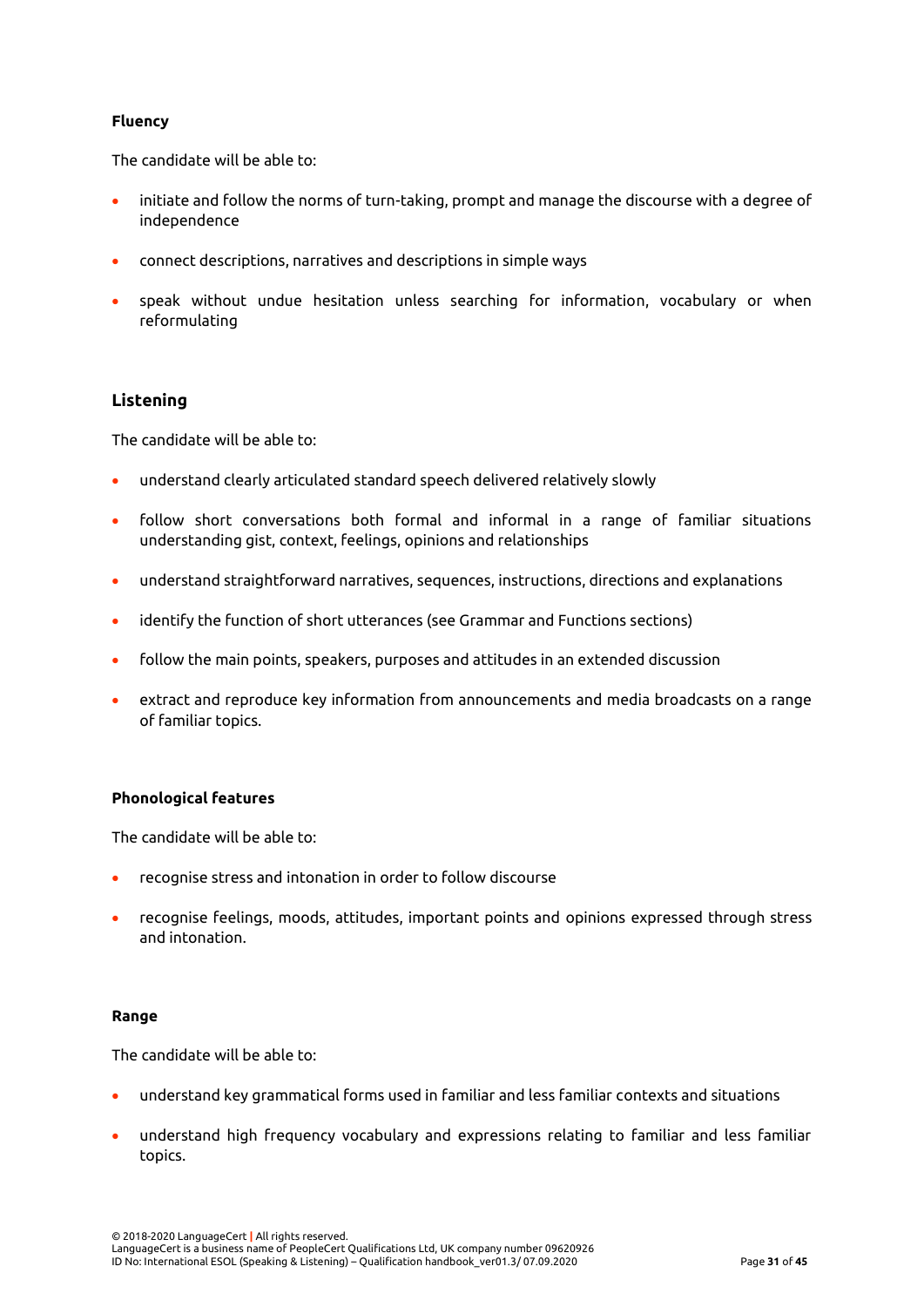**Fluency**

The candidate will be able to:

- initiate and follow the norms of turn-taking, prompt and manage the discourse with a degree of independence
- connect descriptions, narratives and descriptions in simple ways
- speak without undue hesitation unless searching for information, vocabulary or when reformulating

## Listening

The candidate will be able to:

- understand clearly articulated standard speech delivered relatively slowly
- follow short conversations both formal and informal in a range of familiar situations understanding gist, context, feelings, opinions and relationships
- understand straightforward narratives, sequences, instructions, directions and explanations
- identify the function of short utterances (see Grammar and Functions sections)
- follow the main points, speakers, purposes and attitudes in an extended discussion
- extract and reproduce key information from announcements and media broadcasts on a range of familiar topics.

**Phonological features**

The candidate will be able to:

- recognise stress and intonation in order to follow discourse
- recognise feelings, moods, attitudes, important points and opinions expressed through stress and intonation.

**Range**

The candidate will be able to:

- understand key grammatical forms used in familiar and less familiar contexts and situations
- understand high frequency vocabulary and expressions relating to familiar and less familiar topics.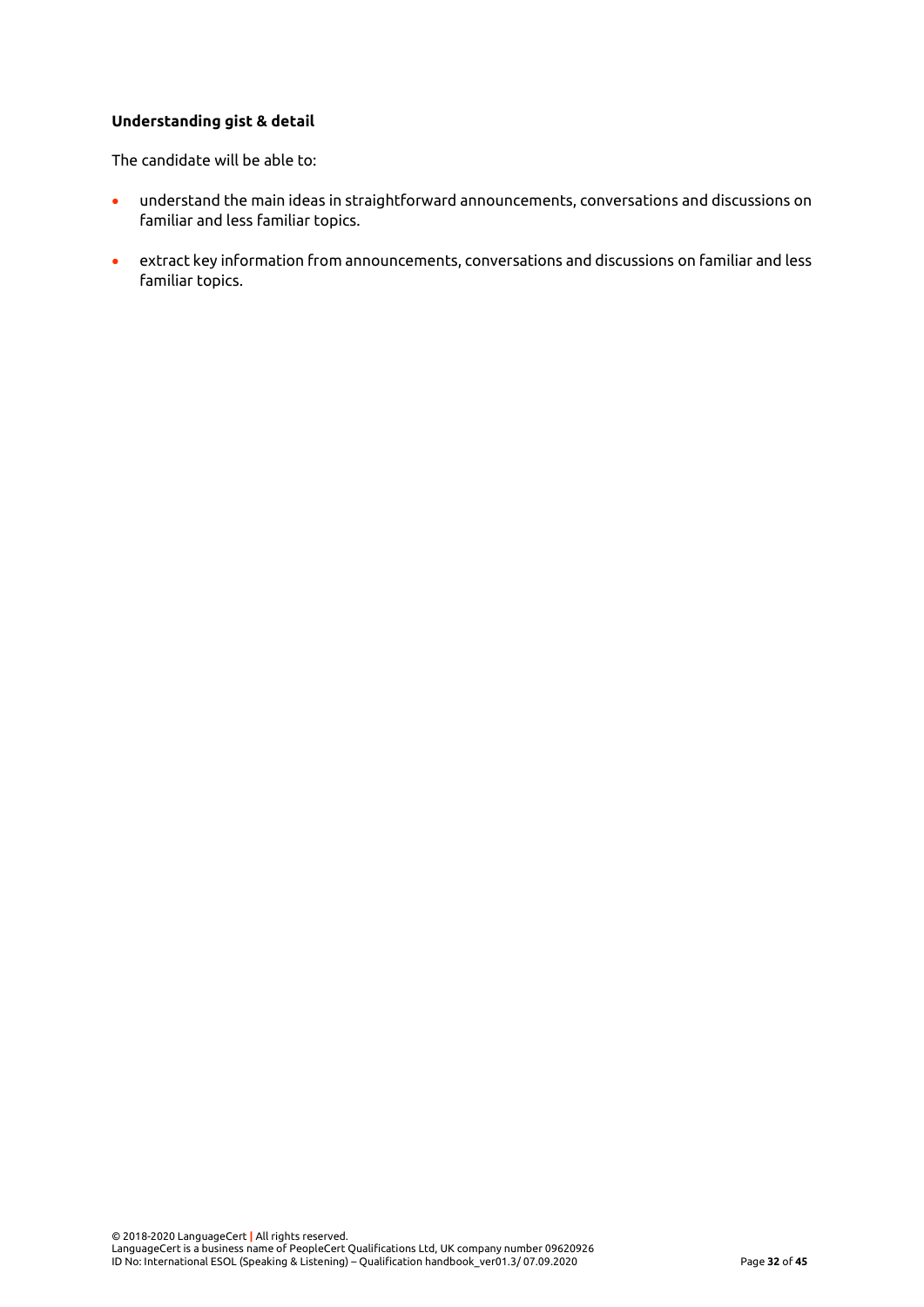**Understanding gist & detail**

The candidate will be able to:

- understand the main ideas in straightforward announcements, conversations and discussions on familiar and less familiar topics.
- extract key information from announcements, conversations and discussions on familiar and less familiar topics.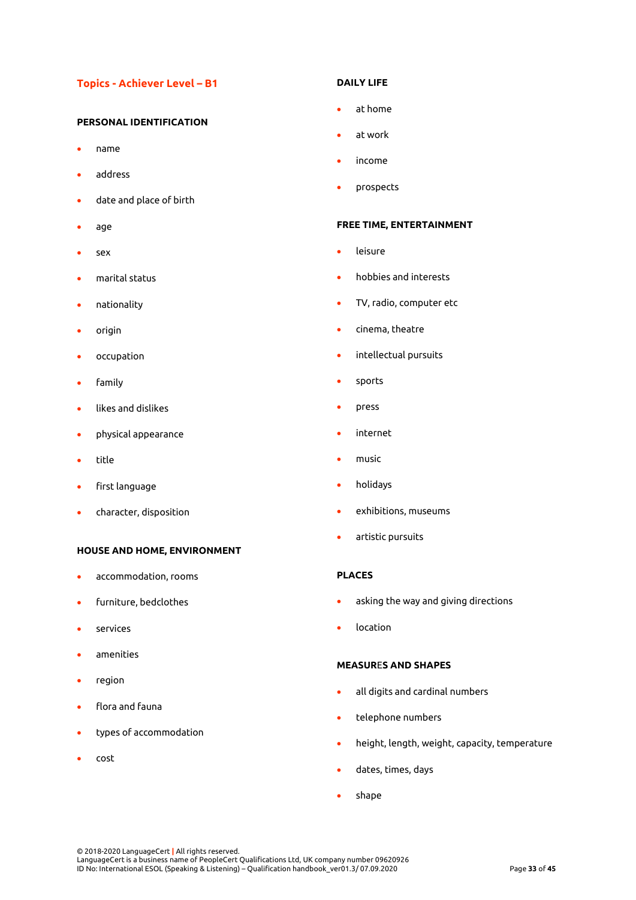## Topics - Achiever Level – B1

### PERSONAL IDENTIFICATION

- name
- address
- date and place of birth
- age
- sex
- marital status
- nationality
- origin
- occupation
- family
- likes and dislikes
- physical appearance
- title
- first language
- character, disposition

### HOUSE AND HOME, ENVIRONMENT

- accommodation, rooms
- furniture, bedclothes
- services
- amenities
- region
- flora and fauna
- types of accommodation
- cost

### DAILY LIFE

- at home
- at work
- income
- prospects

### FREE TIME, ENTERTAINMENT

- leisure
- hobbies and interests
- TV, radio, computer etc
- cinema, theatre
- intellectual pursuits
- sports
- press
- internet
- music
- holidays
- exhibitions, museums
- artistic pursuits

### PLACES

- asking the way and giving directions
- location

### MEASURES AND SHAPES

- all digits and cardinal numbers
- telephone numbers
- height, length, weight, capacity, temperature
- dates, times, days
- shape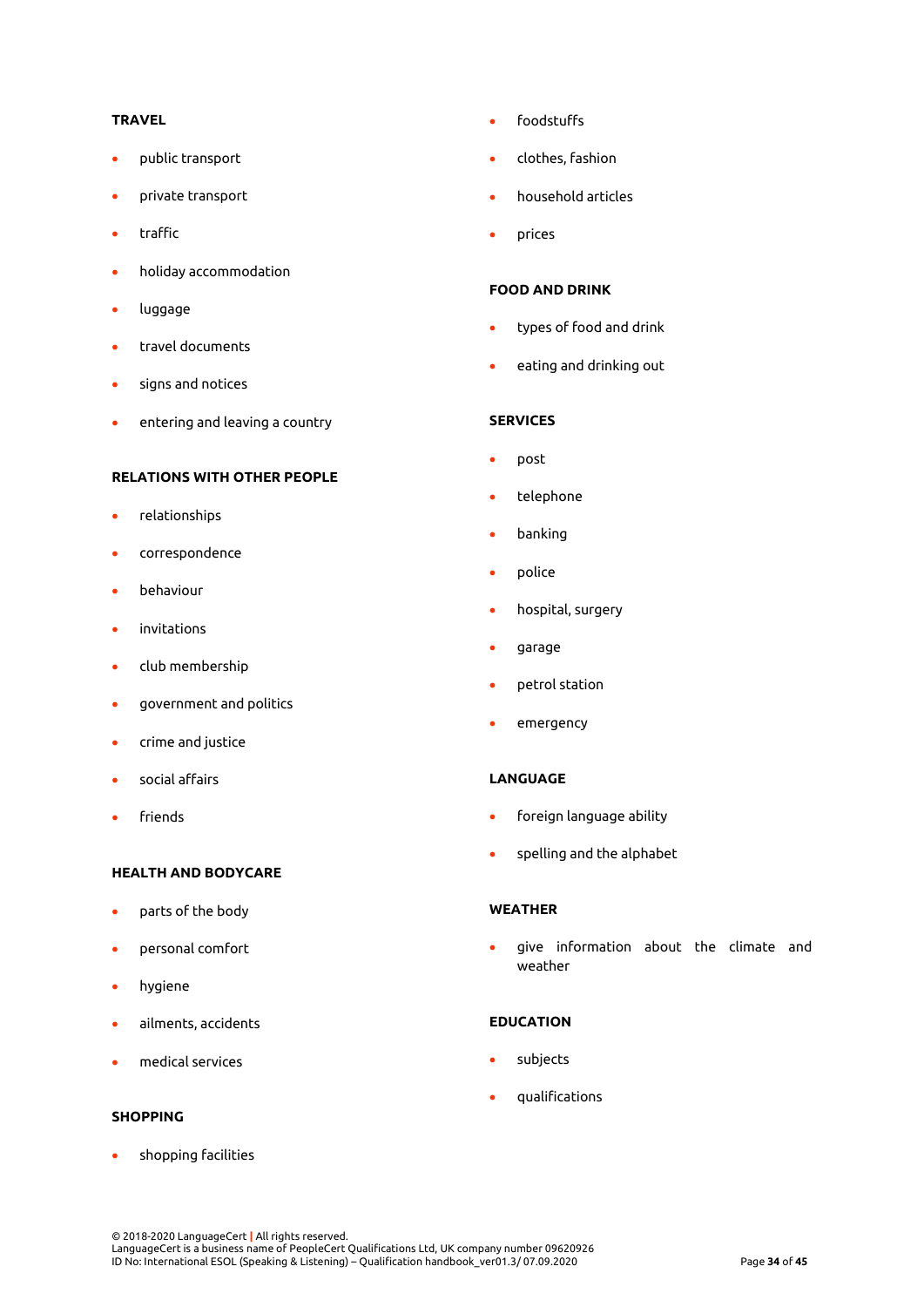**TRAVEL**

- public transport
- private transport
- traffic
- holiday accommodation
- luggage
- travel documents
- signs and notices
- entering and leaving a country

**RELATIONS WITH OTHER PEOPLE**

- relationships
- correspondence
- behaviour
- invitations
- club membership
- government and politics
- crime and justice
- social affairs
- friends

**HEALTH AND BODYCARE**

- parts of the body
- personal comfort
- hygiene
- ailments, accidents
- medical services

**SHOPPING**

- shopping facilities
- foodstuffs
- clothes, fashion
- household articles
- prices

**FOOD AND DRINK**

- types of food and drink
- eating and drinking out

**SERVICES**

- post
- telephone
- banking
- police
- hospital, surgery
- garage
- petrol station
- emergency

**LANGUAGE**

- foreign language ability
- spelling and the alphabet

**WEATHER**

- give information about the climate and weather

**EDUCATION**

- subjects
- qualifications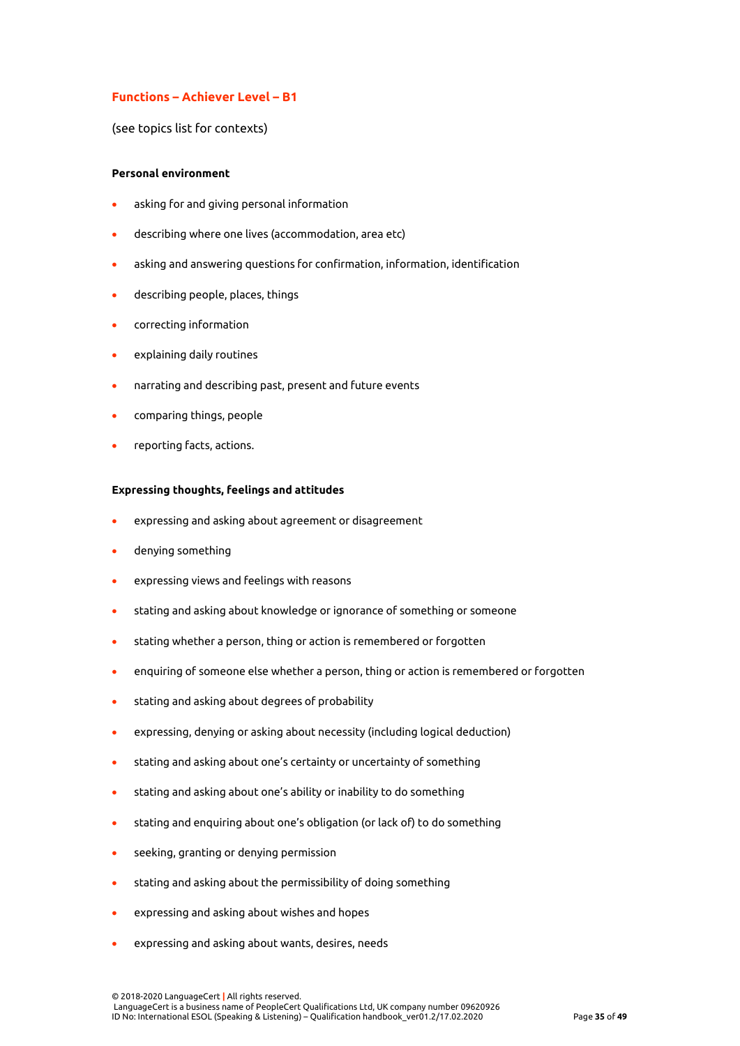## Functions – Achiever Level – B1

(see topics list for contexts)

**Personal environment**

- asking for and giving personal information
- describing where one lives (accommodation, area etc)
- asking and answering questions for confirmation, information, identification
- describing people, places, things
- correcting information
- explaining daily routines
- narrating and describing past, present and future events
- comparing things, people
- reporting facts, actions.

**Expressing thoughts, feelings and attitudes**

- expressing and asking about agreement or disagreement
- denying something
- expressing views and feelings with reasons
- stating and asking about knowledge or ignorance of something or someone
- stating whether a person, thing or action is remembered or forgotten
- enquiring of someone else whether a person, thing or action is remembered or forgotten
- stating and asking about degrees of probability
- expressing, denying or asking about necessity (including logical deduction)
- stating and asking about one's certainty or uncertainty of something
- stating and asking about one's ability or inability to do something
- stating and enquiring about one's obligation (or lack of) to do something
- seeking, granting or denying permission
- stating and asking about the permissibility of doing something
- expressing and asking about wishes and hopes
- expressing and asking about wants, desires, needs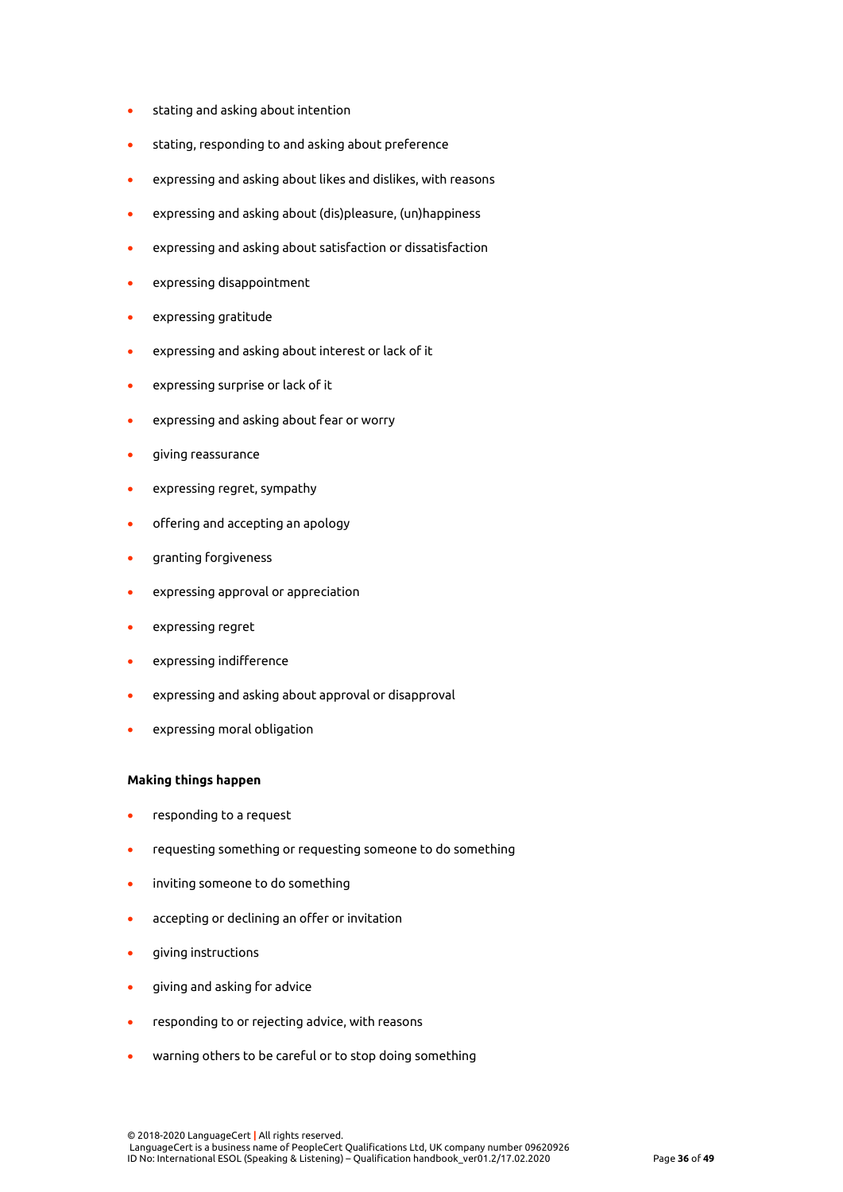- stating and asking about intention
- stating, responding to and asking about preference
- expressing and asking about likes and dislikes, with reasons
- expressing and asking about (dis)pleasure, (un)happiness
- expressing and asking about satisfaction or dissatisfaction
- expressing disappointment
- expressing gratitude
- expressing and asking about interest or lack of it
- expressing surprise or lack of it
- expressing and asking about fear or worry
- giving reassurance
- expressing regret, sympathy
- offering and accepting an apology
- granting forgiveness
- expressing approval or appreciation
- expressing regret
- expressing indifference
- expressing and asking about approval or disapproval
- expressing moral obligation

**Making things happen**

- responding to a request
- requesting something or requesting someone to do something
- inviting someone to do something
- accepting or declining an offer or invitation
- giving instructions
- giving and asking for advice
- responding to or rejecting advice, with reasons
- warning others to be careful or to stop doing something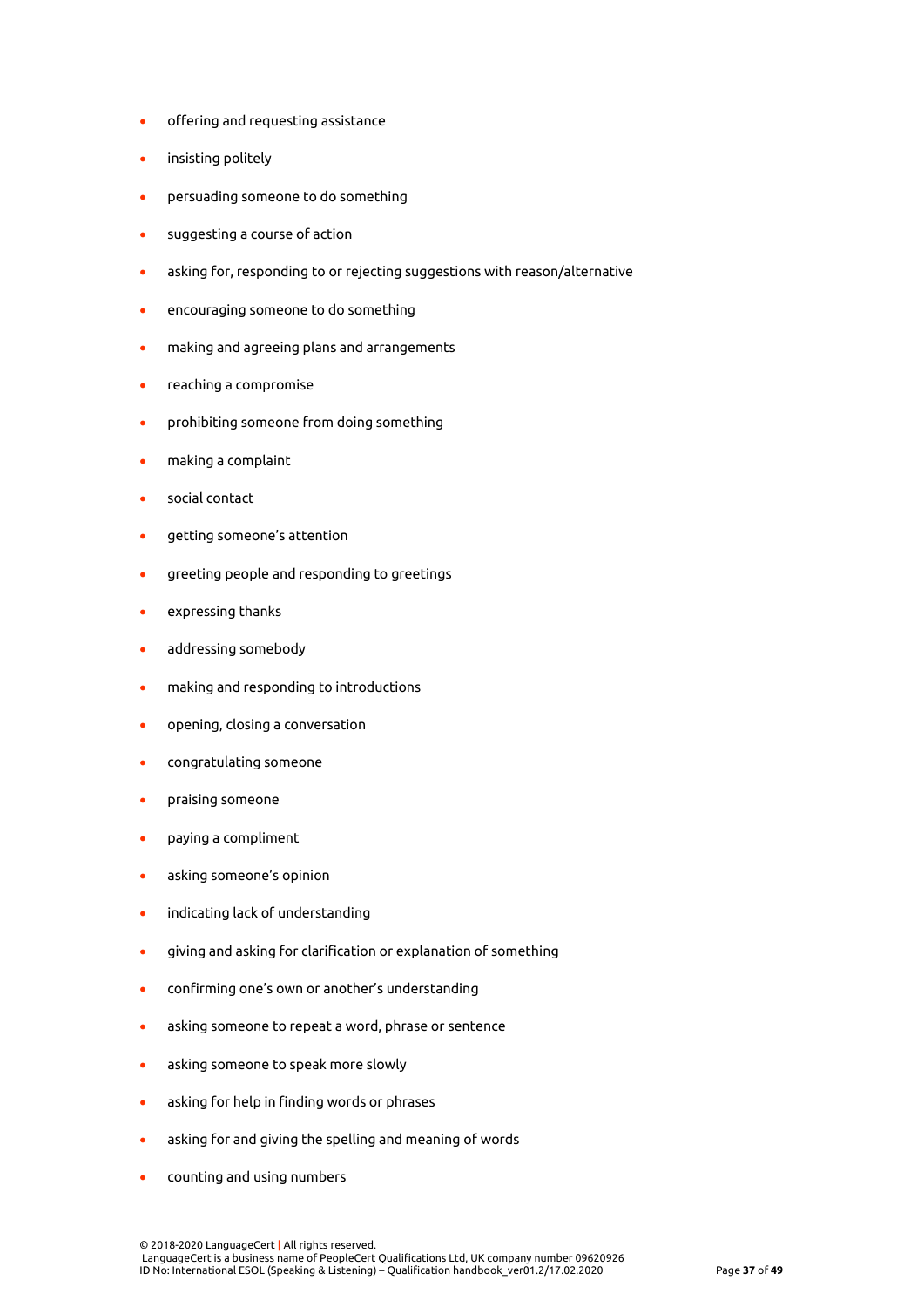- offering and requesting assistance
- insisting politely
- persuading someone to do something
- suggesting a course of action
- asking for, responding to or rejecting suggestions with reason/alternative
- encouraging someone to do something
- making and agreeing plans and arrangements
- reaching a compromise
- prohibiting someone from doing something
- making a complaint
- social contact
- getting someone's attention
- greeting people and responding to greetings
- expressing thanks
- addressing somebody
- making and responding to introductions
- opening, closing a conversation
- congratulating someone
- praising someone
- paying a compliment
- asking someone's opinion
- indicating lack of understanding
- giving and asking for clarification or explanation of something
- confirming one's own or another's understanding
- asking someone to repeat a word, phrase or sentence
- asking someone to speak more slowly
- asking for help in finding words or phrases
- asking for and giving the spelling and meaning of words
- counting and using numbers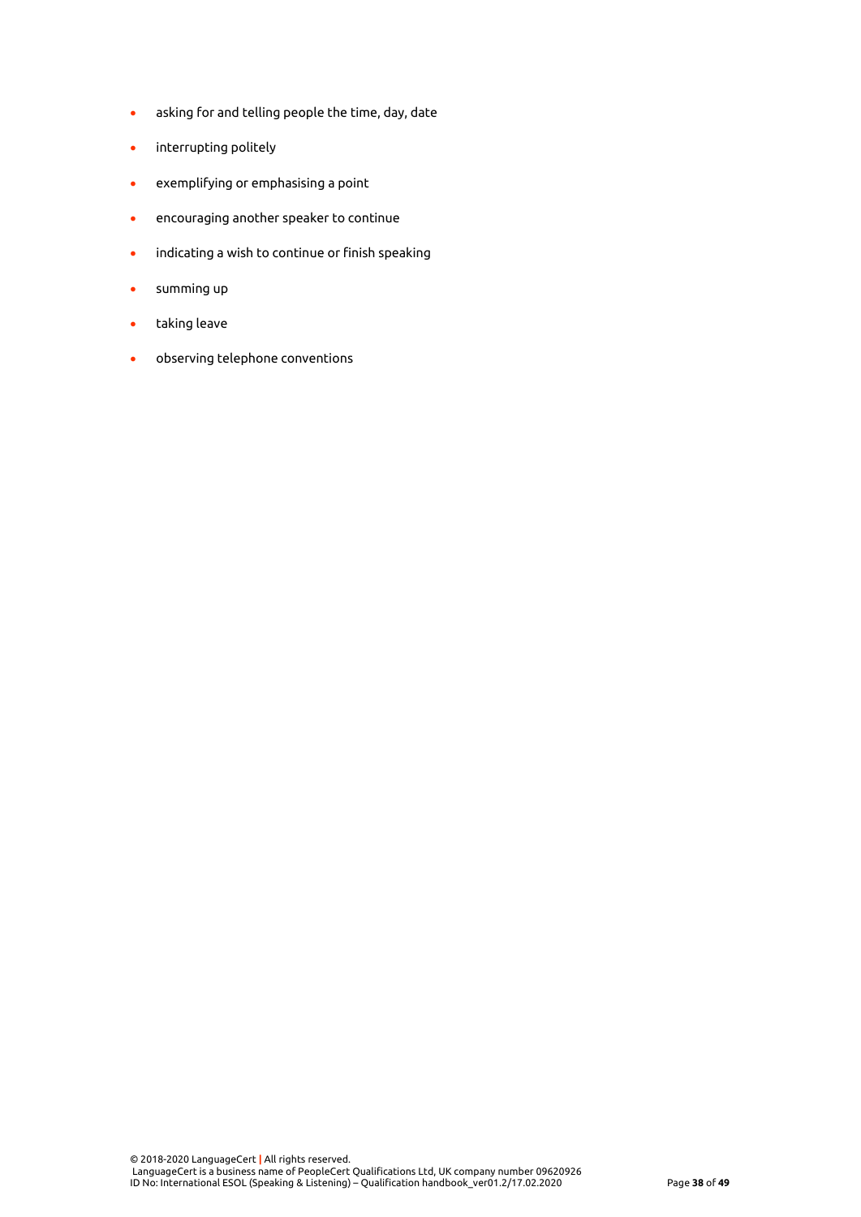- asking for and telling people the time, day, date
- interrupting politely
- exemplifying or emphasising a point
- encouraging another speaker to continue
- indicating a wish to continue or finish speaking
- summing up
- taking leave
- observing telephone conventions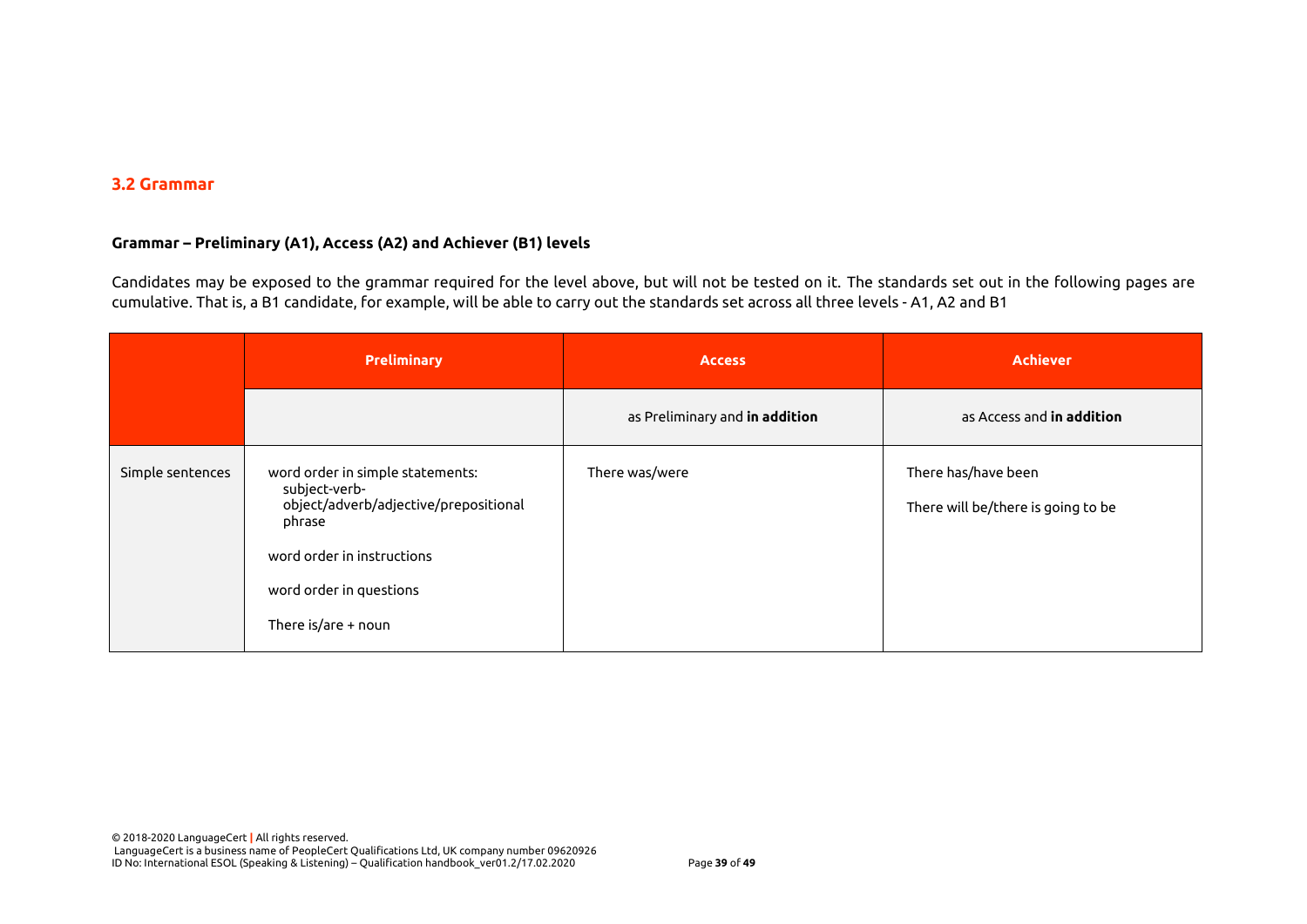## 3.2 Grammar

**Grammar – Preliminary (A1), Access (A2) and Achiever (B1) levels**

Candidates may be exposed to the grammar required for the level above, but will not be tested on it. The standards set out in the following pages are cumulative. That is, a B1 candidate, for example, will be able to carry out the standards set across all three levels - A1, A2 and B1

| | Preliminary | Access | Achiever |
|---|---|---|---|
| | | as Preliminary and **in addition** | as Access and **in addition** |
| Simple sentences | word order in simple statements: subject-verb-object/adverb/adjective/prepositional phrase<br><br>word order in instructions<br><br>word order in questions<br><br>There is/are + noun | There was/were | There has/have been<br><br>There will be/there is going to be |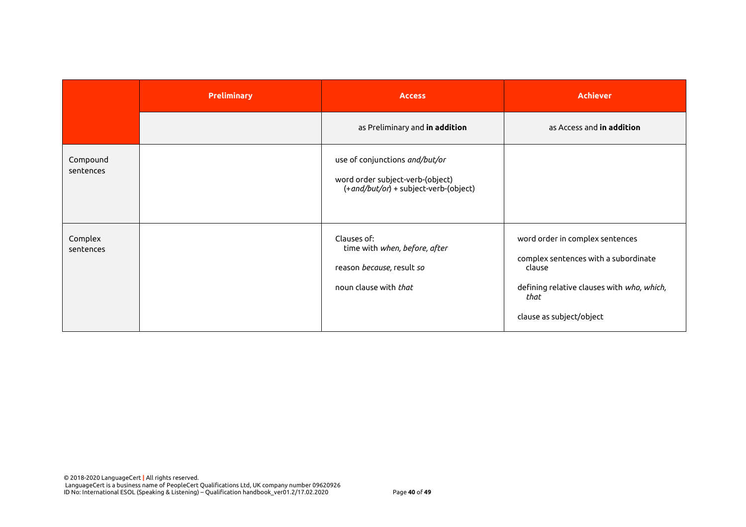| | Preliminary | Access | Achiever |
|---|---|---|---|
| | | as Preliminary and **in addition** | as Access and **in addition** |
| Compound sentences | | use of conjunctions *and/but/or*<br><br>word order subject-verb-(object) (+*and/but/or*) + subject-verb-(object) | |
| Complex sentences | | Clauses of:<br>time with *when, before, after*<br><br>reason *because*, result *so*<br><br>noun clause with *that* | word order in complex sentences<br><br>complex sentences with a subordinate clause<br><br>defining relative clauses with *who, which, that*<br><br>clause as subject/object |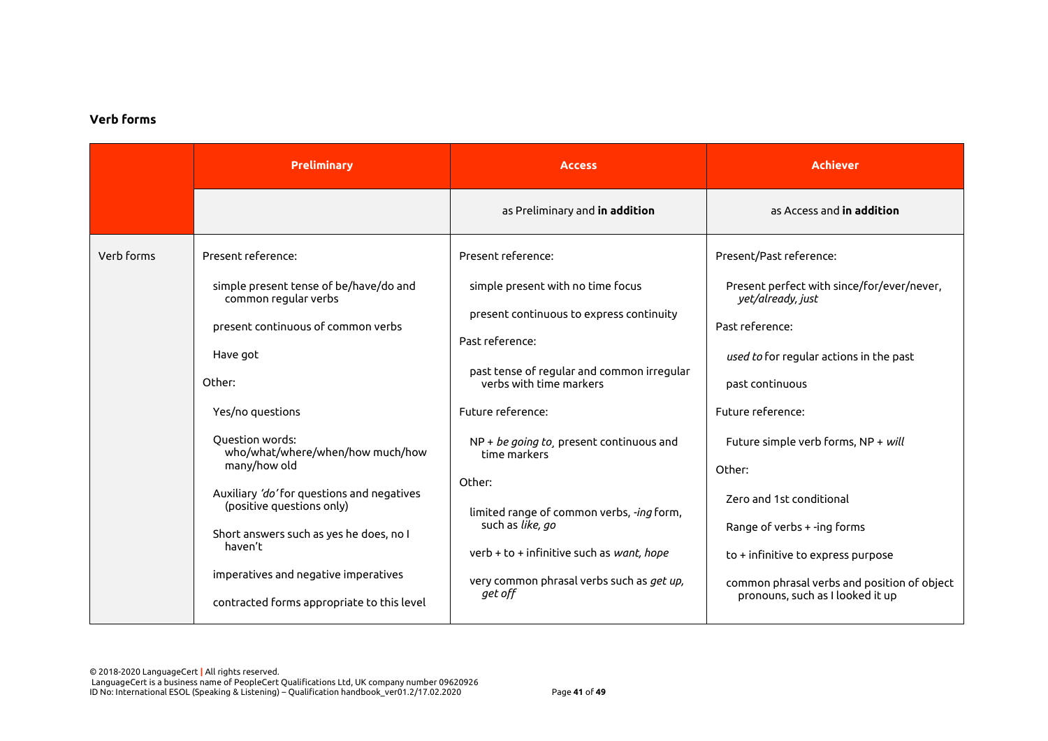**Verb forms**

| | Preliminary | Access | Achiever |
|---|---|---|---|
| | | as Preliminary and **in addition** | as Access and **in addition** |
| Verb forms | Present reference:<br><br>simple present tense of be/have/do and common regular verbs<br><br>present continuous of common verbs<br><br>Have got<br><br>Other:<br><br>Yes/no questions<br><br>Question words: who/what/where/when/how much/how many/how old<br><br>Auxiliary *'do'* for questions and negatives (positive questions only)<br><br>Short answers such as yes he does, no I haven't<br><br>imperatives and negative imperatives<br><br>contracted forms appropriate to this level | Present reference:<br><br>simple present with no time focus<br><br>present continuous to express continuity<br><br>Past reference:<br><br>past tense of regular and common irregular verbs with time markers<br><br>Future reference:<br><br>NP + *be going to*, present continuous and time markers<br><br>Other:<br><br>limited range of common verbs, *-ing* form, such as *like, go*<br><br>verb + to + infinitive such as *want, hope*<br><br>very common phrasal verbs such as *get up, get off* | Present/Past reference:<br><br>Present perfect with since/for/ever/never, *yet/already, just*<br><br>Past reference:<br><br>*used to* for regular actions in the past<br><br>past continuous<br><br>Future reference:<br><br>Future simple verb forms, NP + *will*<br><br>Other:<br><br>Zero and 1st conditional<br><br>Range of verbs + -ing forms<br><br>to + infinitive to express purpose<br><br>common phrasal verbs and position of object pronouns, such as I looked it up |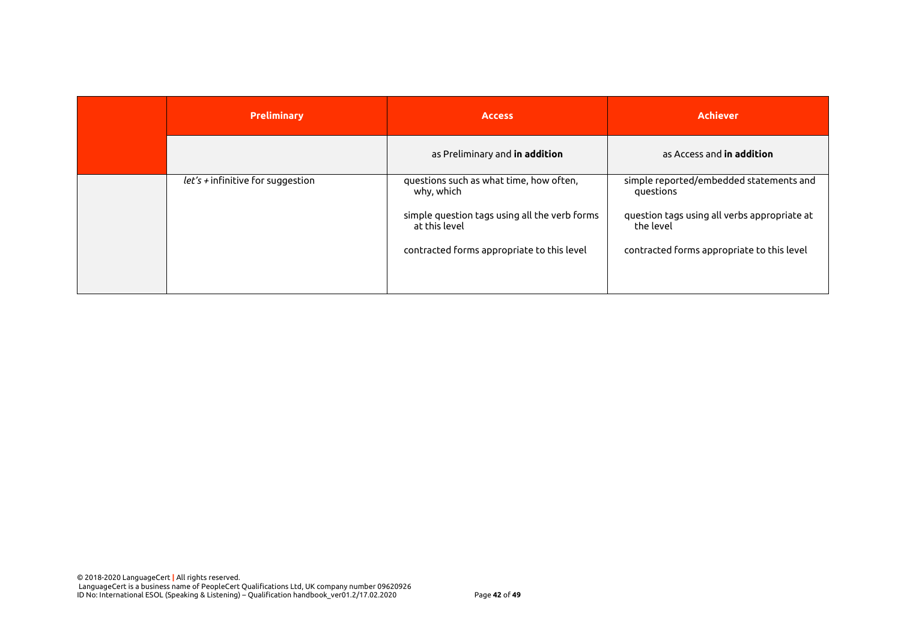| | Preliminary | Access | Achiever |
|---|---|---|---|
| | | as Preliminary and **in addition** | as Access and **in addition** |
| | *let's* + infinitive for suggestion | questions such as what time, how often, why, which<br><br>simple question tags using all the verb forms at this level<br><br>contracted forms appropriate to this level | simple reported/embedded statements and questions<br><br>question tags using all verbs appropriate at the level<br><br>contracted forms appropriate to this level |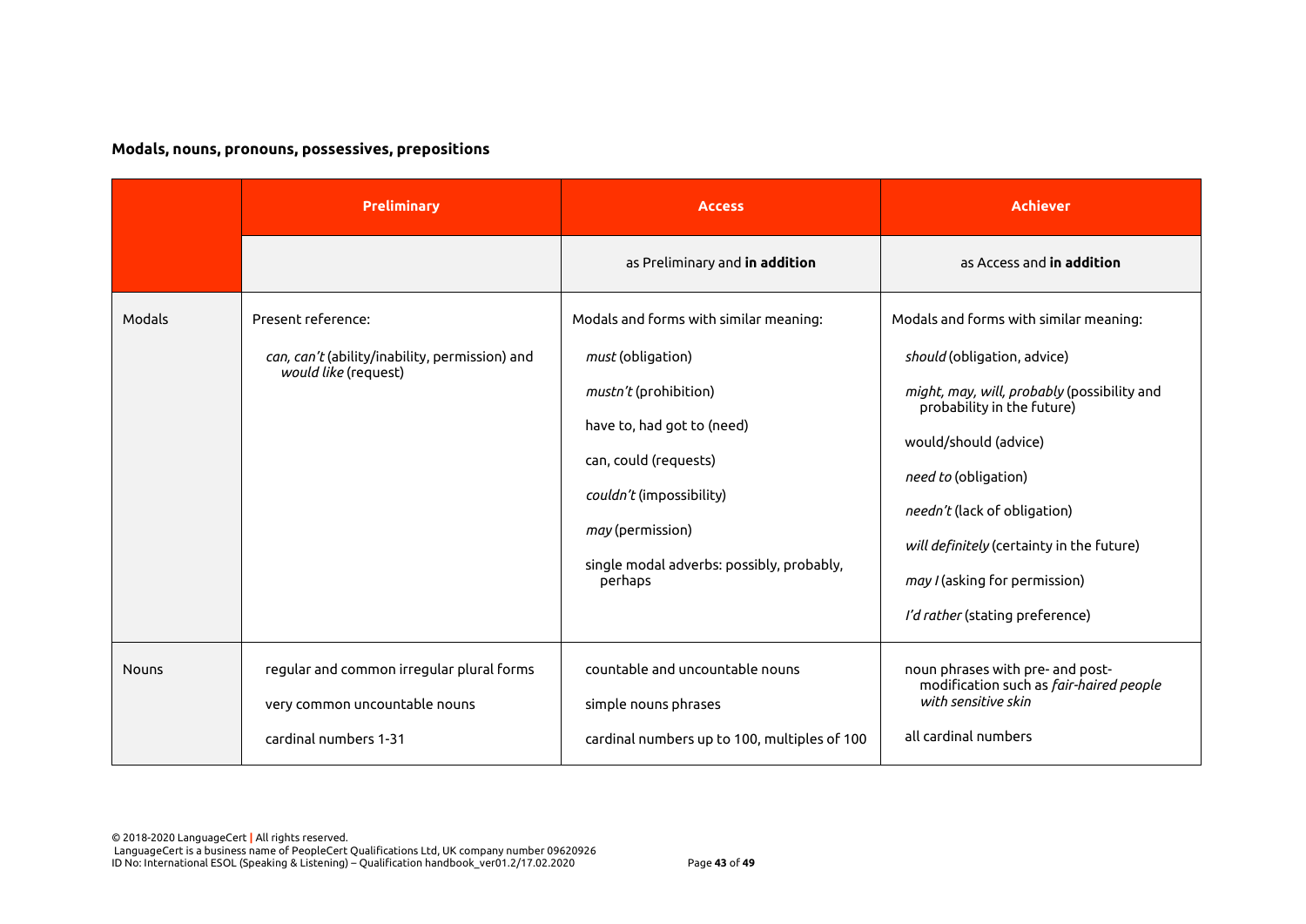**Modals, nouns, pronouns, possessives, prepositions**

| | Preliminary | Access | Achiever |
|---|---|---|---|
| | | as Preliminary and **in addition** | as Access and **in addition** |
| Modals | Present reference:<br><br>*can, can't* (ability/inability, permission) and *would like* (request) | Modals and forms with similar meaning:<br><br>*must* (obligation)<br><br>*mustn't* (prohibition)<br><br>have to, had got to (need)<br><br>can, could (requests)<br><br>*couldn't* (impossibility)<br><br>*may* (permission)<br><br>single modal adverbs: possibly, probably, perhaps | Modals and forms with similar meaning:<br><br>*should* (obligation, advice)<br><br>*might, may, will, probably* (possibility and probability in the future)<br><br>would/should (advice)<br><br>*need to* (obligation)<br><br>*needn't* (lack of obligation)<br><br>*will definitely* (certainty in the future)<br><br>*may I* (asking for permission)<br><br>*I'd rather* (stating preference) |
| Nouns | regular and common irregular plural forms<br><br>very common uncountable nouns<br><br>cardinal numbers 1-31 | countable and uncountable nouns<br><br>simple nouns phrases<br><br>cardinal numbers up to 100, multiples of 100 | noun phrases with pre- and post-modification such as *fair-haired people with sensitive skin*<br><br>all cardinal numbers |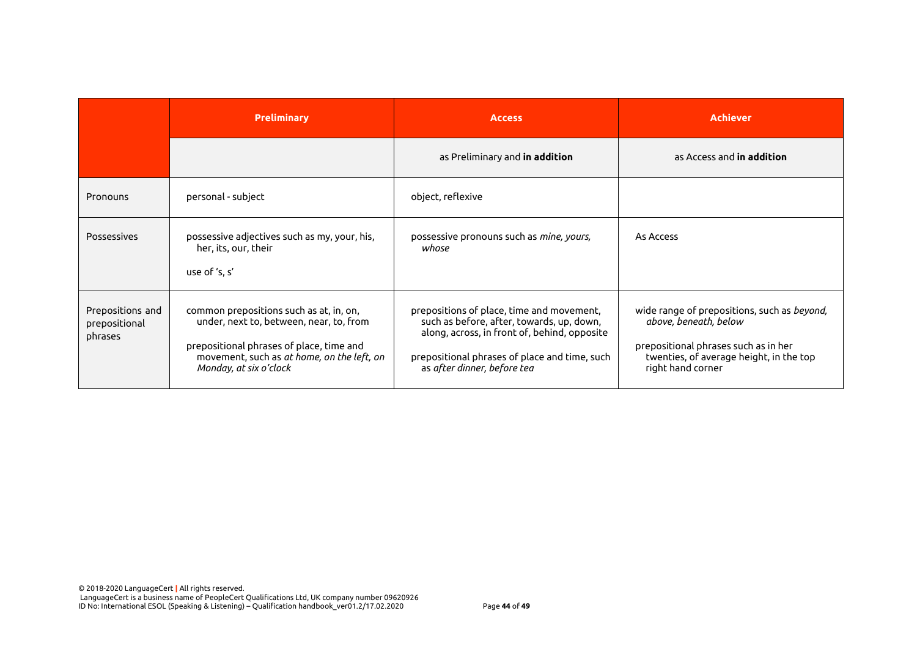| | Preliminary | Access | Achiever |
|---|---|---|---|
| | | as Preliminary and **in addition** | as Access and **in addition** |
| Pronouns | personal - subject | object, reflexive | |
| Possessives | possessive adjectives such as my, your, his, her, its, our, their<br><br>use of 's, s' | possessive pronouns such as *mine, yours, whose* | As Access |
| Prepositions and prepositional phrases | common prepositions such as at, in, on, under, next to, between, near, to, from<br><br>prepositional phrases of place, time and movement, such as *at home, on the left, on Monday, at six o'clock* | prepositions of place, time and movement, such as before, after, towards, up, down, along, across, in front of, behind, opposite<br><br>prepositional phrases of place and time, such as *after dinner, before tea* | wide range of prepositions, such as *beyond, above, beneath, below*<br><br>prepositional phrases such as in her twenties, of average height, in the top right hand corner |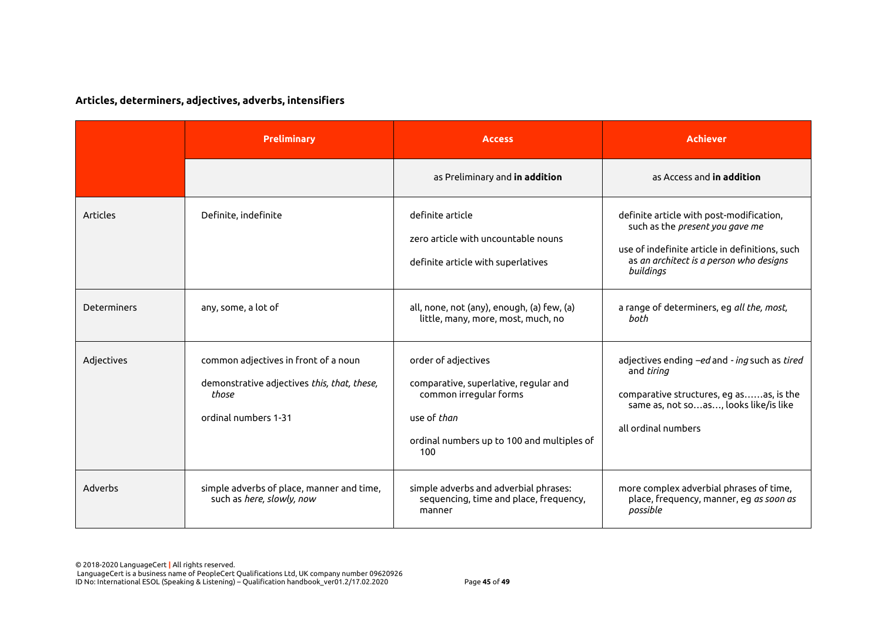**Articles, determiners, adjectives, adverbs, intensifiers**

| | Preliminary | Access | Achiever |
|---|---|---|---|
| | | as Preliminary and **in addition** | as Access and **in addition** |
| Articles | Definite, indefinite | definite article<br><br>zero article with uncountable nouns<br><br>definite article with superlatives | definite article with post-modification, such as the *present you gave me*<br><br>use of indefinite article in definitions, such as *an architect is a person who designs buildings* |
| Determiners | any, some, a lot of | all, none, not (any), enough, (a) few, (a) little, many, more, most, much, no | a range of determiners, eg *all the, most, both* |
| Adjectives | common adjectives in front of a noun<br><br>demonstrative adjectives *this, that, these, those*<br><br>ordinal numbers 1-31 | order of adjectives<br><br>comparative, superlative, regular and common irregular forms<br><br>use of *than*<br><br>ordinal numbers up to 100 and multiples of 100 | adjectives ending *–ed* and *- ing* such as *tired* and *tiring*<br><br>comparative structures, eg as……as, is the same as, not so…as…, looks like/is like<br><br>all ordinal numbers |
| Adverbs | simple adverbs of place, manner and time, such as *here, slowly, now* | simple adverbs and adverbial phrases: sequencing, time and place, frequency, manner | more complex adverbial phrases of time, place, frequency, manner, eg *as soon as possible* |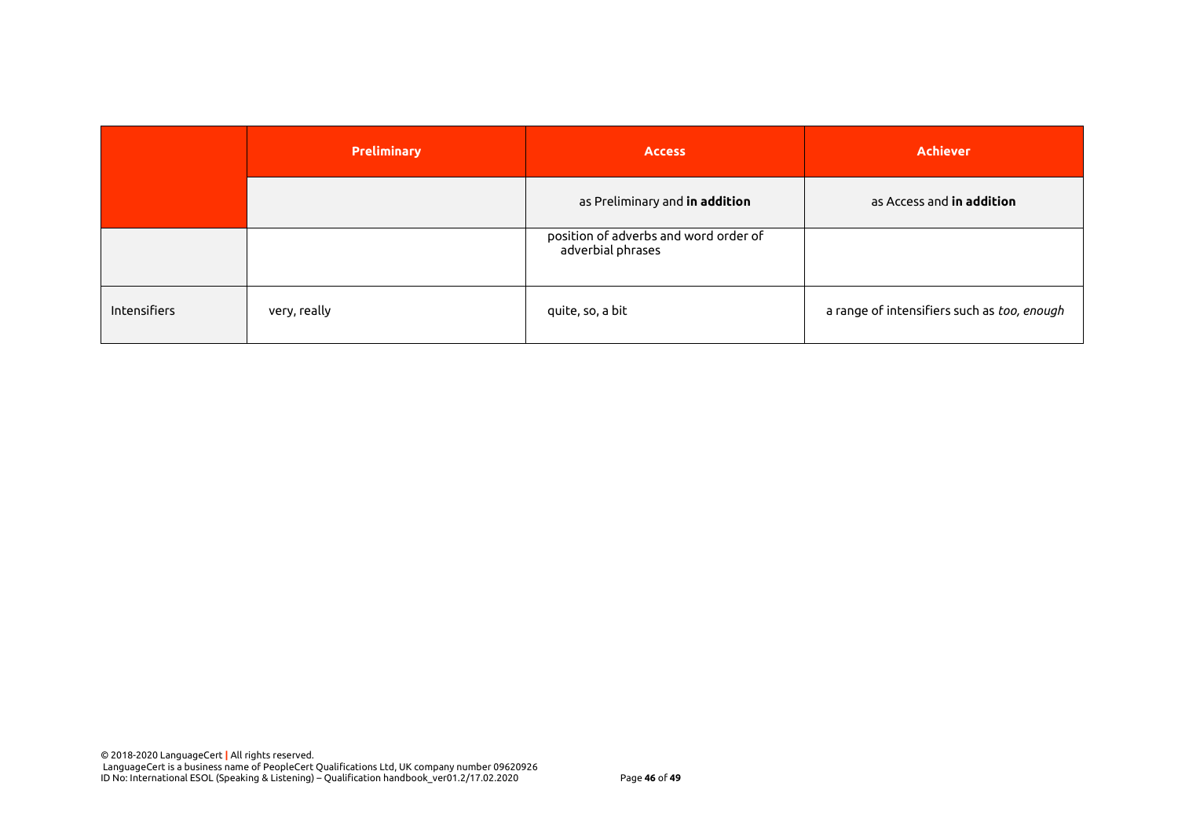| | Preliminary | Access | Achiever |
|---|---|---|---|
| | | as Preliminary and **in addition** | as Access and **in addition** |
| | | position of adverbs and word order of adverbial phrases | |
| Intensifiers | very, really | quite, so, a bit | a range of intensifiers such as *too, enough* |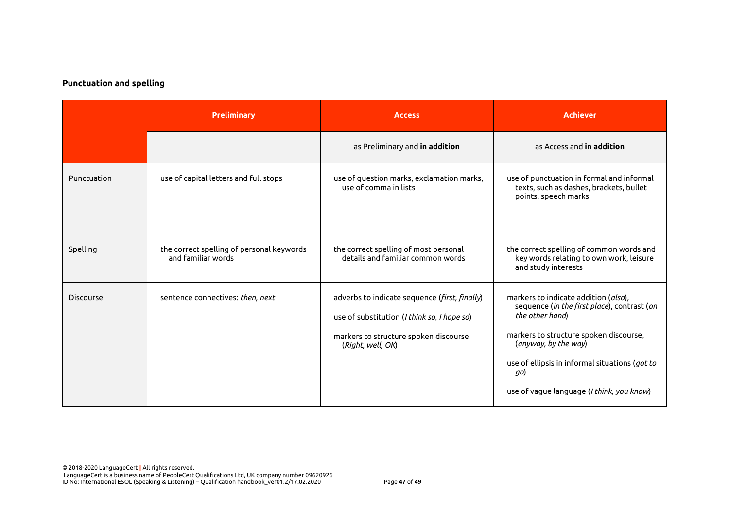**Punctuation and spelling**

| | Preliminary | Access | Achiever |
|---|---|---|---|
| | | as Preliminary and **in addition** | as Access and **in addition** |
| Punctuation | use of capital letters and full stops | use of question marks, exclamation marks, use of comma in lists | use of punctuation in formal and informal texts, such as dashes, brackets, bullet points, speech marks |
| Spelling | the correct spelling of personal keywords and familiar words | the correct spelling of most personal details and familiar common words | the correct spelling of common words and key words relating to own work, leisure and study interests |
| Discourse | sentence connectives: *then, next* | adverbs to indicate sequence (*first, finally*)<br><br>use of substitution (*I think so, I hope so*)<br><br>markers to structure spoken discourse (*Right, well, OK*) | markers to indicate addition (*also*), sequence (*in the first place*), contrast (*on the other hand*)<br><br>markers to structure spoken discourse, (*anyway, by the way*)<br><br>use of ellipsis in informal situations (*got to go*)<br><br>use of vague language (*I think, you know*) |

© 2018-2020 LanguageCert | All rights reserved.
LanguageCert is a business name of PeopleCert Qualifications Ltd, UK company number 09620926
ID No: International ESOL (Speaking & Listening) – Qualification handbook_ver01.2/17.02.2020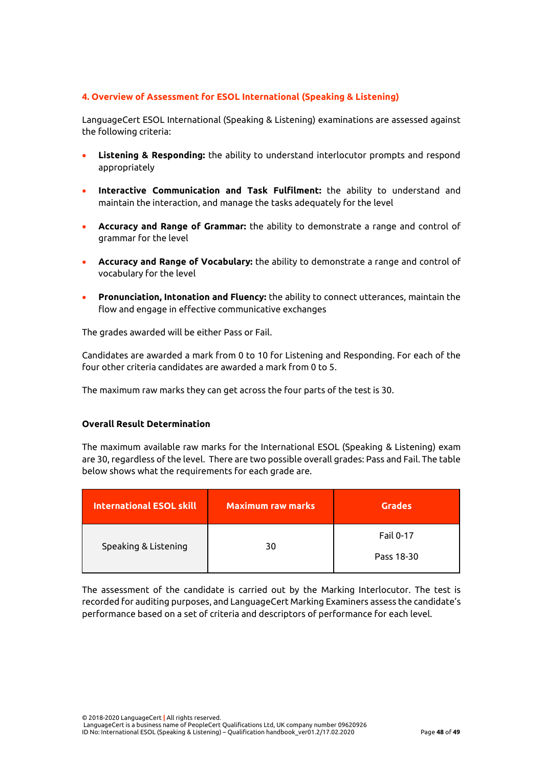## 4. Overview of Assessment for ESOL International (Speaking & Listening)

LanguageCert ESOL International (Speaking & Listening) examinations are assessed against the following criteria:

- **Listening & Responding:** the ability to understand interlocutor prompts and respond appropriately
- **Interactive Communication and Task Fulfilment:** the ability to understand and maintain the interaction, and manage the tasks adequately for the level
- **Accuracy and Range of Grammar:** the ability to demonstrate a range and control of grammar for the level
- **Accuracy and Range of Vocabulary:** the ability to demonstrate a range and control of vocabulary for the level
- **Pronunciation, Intonation and Fluency:** the ability to connect utterances, maintain the flow and engage in effective communicative exchanges

The grades awarded will be either Pass or Fail.

Candidates are awarded a mark from 0 to 10 for Listening and Responding. For each of the four other criteria candidates are awarded a mark from 0 to 5.

The maximum raw marks they can get across the four parts of the test is 30.

### Overall Result Determination

The maximum available raw marks for the International ESOL (Speaking & Listening) exam are 30, regardless of the level. There are two possible overall grades: Pass and Fail. The table below shows what the requirements for each grade are.

| International ESOL skill | Maximum raw marks | Grades |
|---|---|---|
| Speaking & Listening | 30 | Fail 0-17<br>Pass 18-30 |

The assessment of the candidate is carried out by the Marking Interlocutor. The test is recorded for auditing purposes, and LanguageCert Marking Examiners assess the candidate's performance based on a set of criteria and descriptors of performance for each level.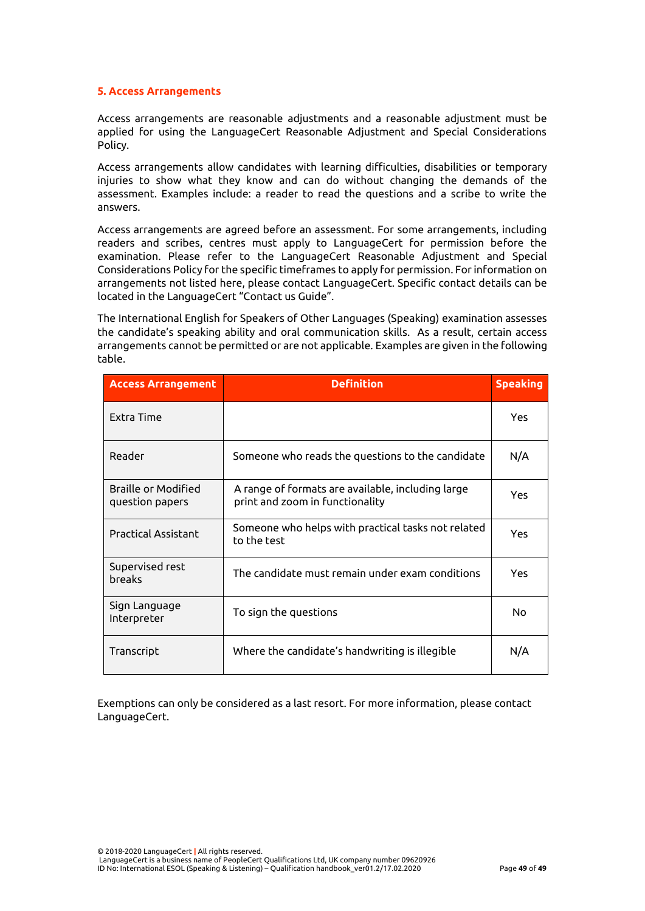## 5. Access Arrangements

Access arrangements are reasonable adjustments and a reasonable adjustment must be applied for using the LanguageCert Reasonable Adjustment and Special Considerations Policy.

Access arrangements allow candidates with learning difficulties, disabilities or temporary injuries to show what they know and can do without changing the demands of the assessment. Examples include: a reader to read the questions and a scribe to write the answers.

Access arrangements are agreed before an assessment. For some arrangements, including readers and scribes, centres must apply to LanguageCert for permission before the examination. Please refer to the LanguageCert Reasonable Adjustment and Special Considerations Policy for the specific timeframes to apply for permission. For information on arrangements not listed here, please contact LanguageCert. Specific contact details can be located in the LanguageCert "Contact us Guide".

The International English for Speakers of Other Languages (Speaking) examination assesses the candidate's speaking ability and oral communication skills. As a result, certain access arrangements cannot be permitted or are not applicable. Examples are given in the following table.

| Access Arrangement | Definition | Speaking |
|---|---|---|
| Extra Time | | Yes |
| Reader | Someone who reads the questions to the candidate | N/A |
| Braille or Modified question papers | A range of formats are available, including large print and zoom in functionality | Yes |
| Practical Assistant | Someone who helps with practical tasks not related to the test | Yes |
| Supervised rest breaks | The candidate must remain under exam conditions | Yes |
| Sign Language Interpreter | To sign the questions | No |
| Transcript | Where the candidate's handwriting is illegible | N/A |

Exemptions can only be considered as a last resort. For more information, please contact LanguageCert.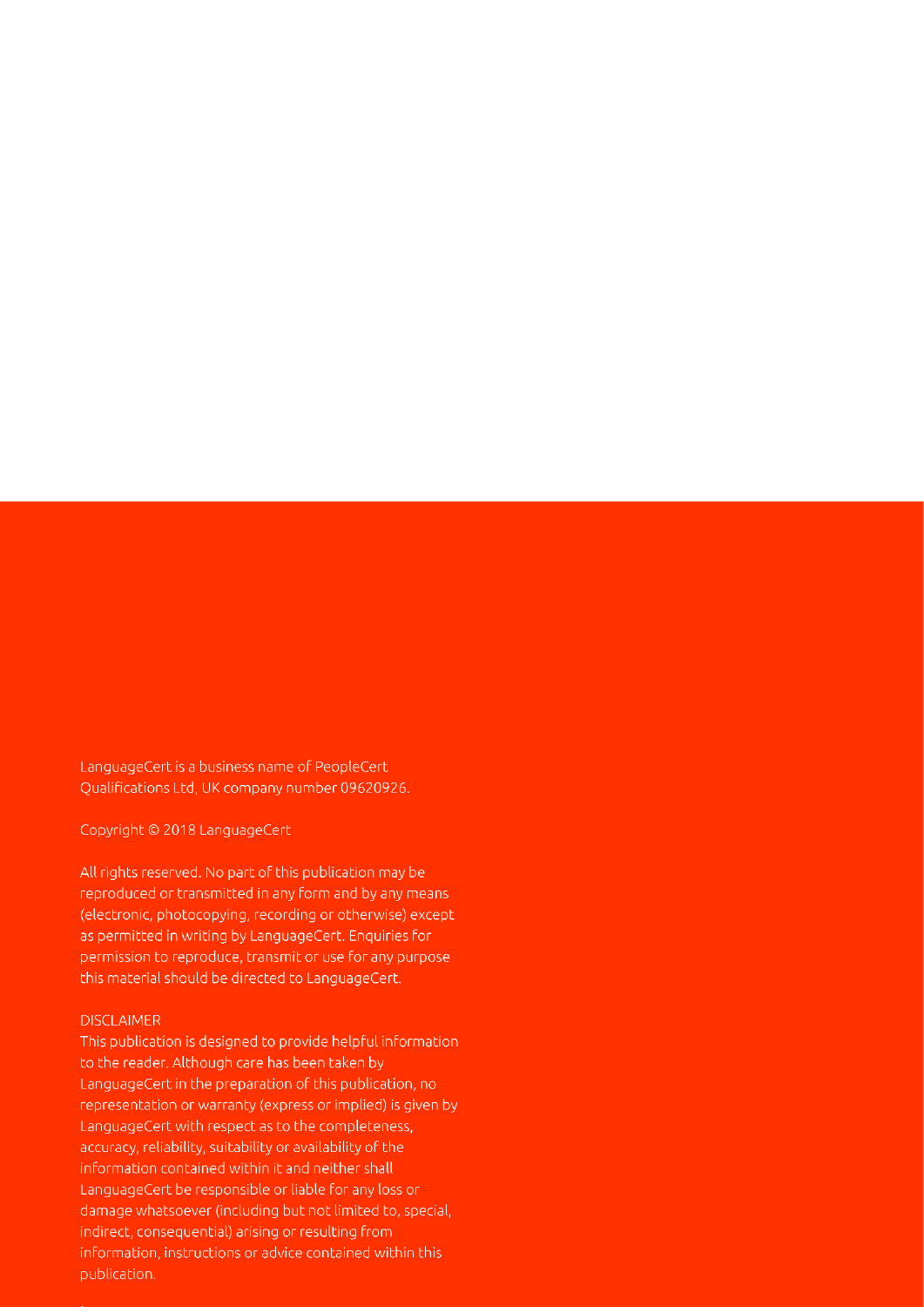LanguageCert is a business name of PeopleCert Qualifications Ltd, UK company number 09620926.

Copyright © 2018 LanguageCert

All rights reserved. No part of this publication may be reproduced or transmitted in any form and by any means (electronic, photocopying, recording or otherwise) except as permitted in writing by LanguageCert. Enquiries for permission to reproduce, transmit or use for any purpose this material should be directed to LanguageCert.

DISCLAIMER

This publication is designed to provide helpful information to the reader. Although care has been taken by LanguageCert in the preparation of this publication, no representation or warranty (express or implied) is given by LanguageCert with respect as to the completeness, accuracy, reliability, suitability or availability of the information contained within it and neither shall LanguageCert be responsible or liable for any loss or damage whatsoever (including but not limited to, special, indirect, consequential) arising or resulting from information, instructions or advice contained within this publication.